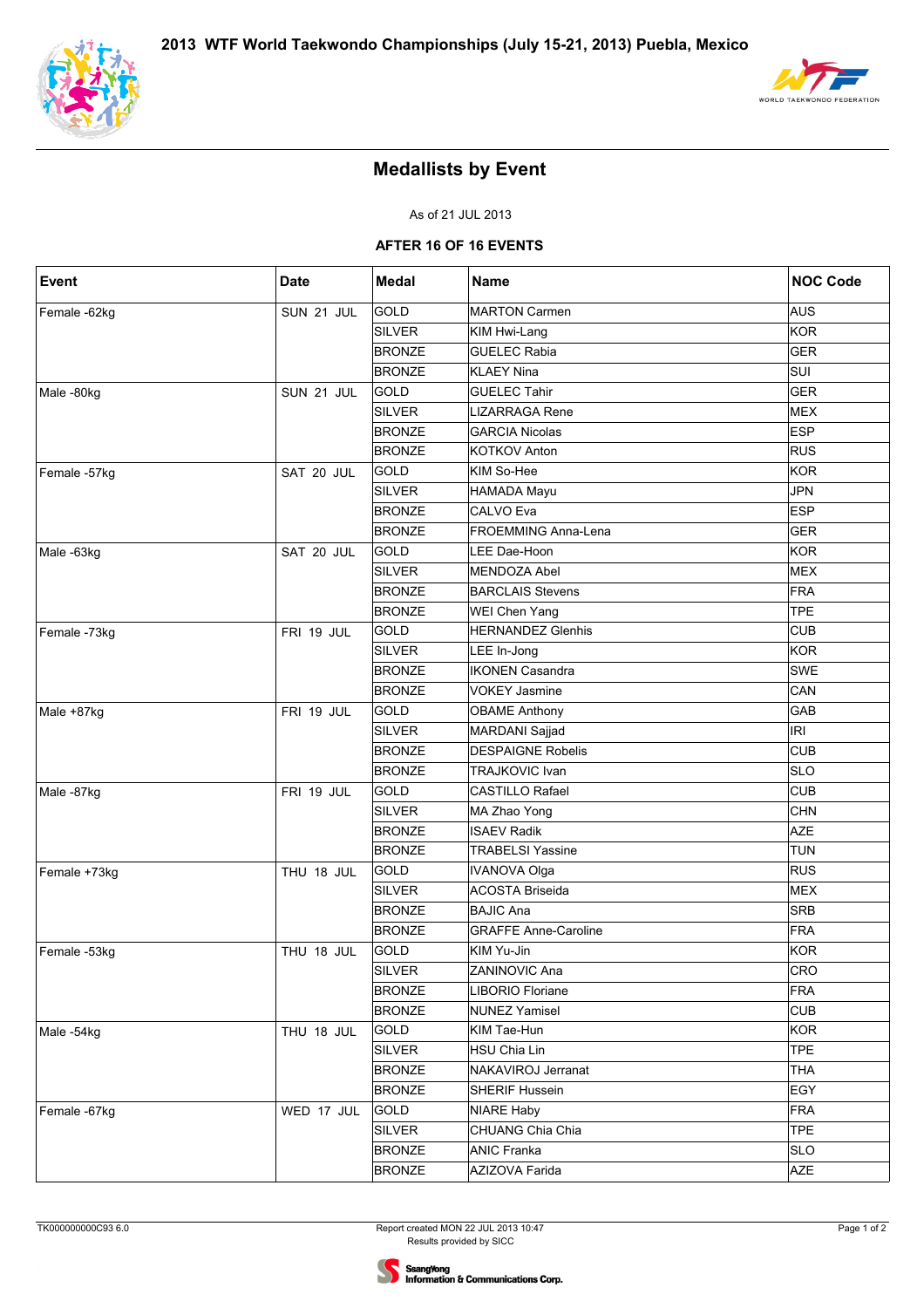# 2013 WTF World Taekwondo Championships (July 15-21, 2013) Puebla, Mexico

## Medallists by Event

As of 21 JUL 2013

**AFTER 16 OF 16 EVENTS**

| Event | Date | Medal | Name | NOC Code |
|---|---|---|---|---|
| Female -62kg | SUN 21 JUL | GOLD | MARTON Carmen | AUS |
| | | SILVER | KIM Hwi-Lang | KOR |
| | | BRONZE | GUELEC Rabia | GER |
| | | BRONZE | KLAEY Nina | SUI |
| Male -80kg | SUN 21 JUL | GOLD | GUELEC Tahir | GER |
| | | SILVER | LIZARRAGA Rene | MEX |
| | | BRONZE | GARCIA Nicolas | ESP |
| | | BRONZE | KOTKOV Anton | RUS |
| Female -57kg | SAT 20 JUL | GOLD | KIM So-Hee | KOR |
| | | SILVER | HAMADA Mayu | JPN |
| | | BRONZE | CALVO Eva | ESP |
| | | BRONZE | FROEMMING Anna-Lena | GER |
| Male -63kg | SAT 20 JUL | GOLD | LEE Dae-Hoon | KOR |
| | | SILVER | MENDOZA Abel | MEX |
| | | BRONZE | BARCLAIS Stevens | FRA |
| | | BRONZE | WEI Chen Yang | TPE |
| Female -73kg | FRI 19 JUL | GOLD | HERNANDEZ Glenhis | CUB |
| | | SILVER | LEE In-Jong | KOR |
| | | BRONZE | IKONEN Casandra | SWE |
| | | BRONZE | VOKEY Jasmine | CAN |
| Male +87kg | FRI 19 JUL | GOLD | OBAME Anthony | GAB |
| | | SILVER | MARDANI Sajjad | IRI |
| | | BRONZE | DESPAIGNE Robelis | CUB |
| | | BRONZE | TRAJKOVIC Ivan | SLO |
| Male -87kg | FRI 19 JUL | GOLD | CASTILLO Rafael | CUB |
| | | SILVER | MA Zhao Yong | CHN |
| | | BRONZE | ISAEV Radik | AZE |
| | | BRONZE | TRABELSI Yassine | TUN |
| Female +73kg | THU 18 JUL | GOLD | IVANOVA Olga | RUS |
| | | SILVER | ACOSTA Briseida | MEX |
| | | BRONZE | BAJIC Ana | SRB |
| | | BRONZE | GRAFFE Anne-Caroline | FRA |
| Female -53kg | THU 18 JUL | GOLD | KIM Yu-Jin | KOR |
| | | SILVER | ZANINOVIC Ana | CRO |
| | | BRONZE | LIBORIO Floriane | FRA |
| | | BRONZE | NUNEZ Yamisel | CUB |
| Male -54kg | THU 18 JUL | GOLD | KIM Tae-Hun | KOR |
| | | SILVER | HSU Chia Lin | TPE |
| | | BRONZE | NAKAVIROJ Jerranat | THA |
| | | BRONZE | SHERIF Hussein | EGY |
| Female -67kg | WED 17 JUL | GOLD | NIARE Haby | FRA |
| | | SILVER | CHUANG Chia Chia | TPE |
| | | BRONZE | ANIC Franka | SLO |
| | | BRONZE | AZIZOVA Farida | AZE |

TK000000000C93 6.0

Report created MON 22 JUL 2013 10:47
Results provided by SICC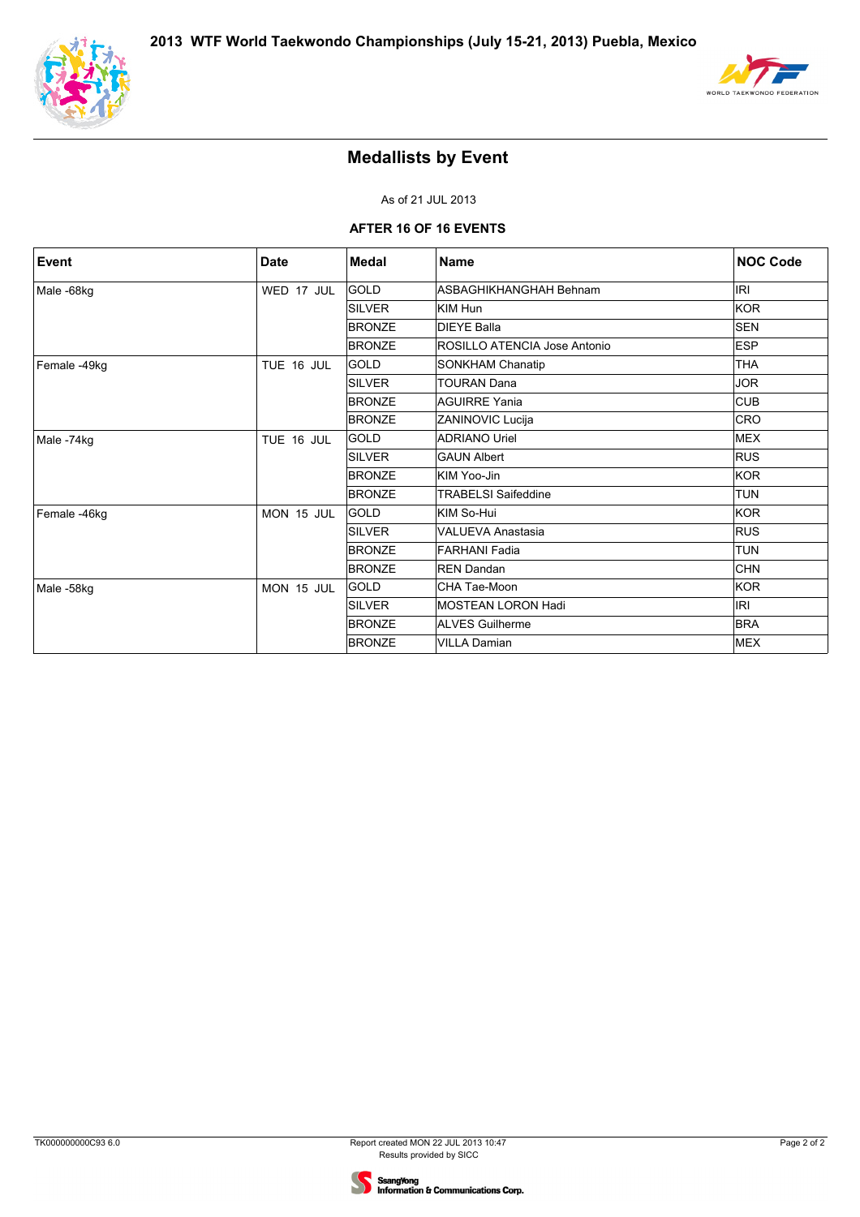# 2013 WTF World Taekwondo Championships (July 15-21, 2013) Puebla, Mexico

## Medallists by Event

As of 21 JUL 2013

**AFTER 16 OF 16 EVENTS**

| Event | Date | Medal | Name | NOC Code |
|---|---|---|---|---|
| Male -68kg | WED 17 JUL | GOLD | ASBAGHIKHANGHAH Behnam | IRI |
| | | SILVER | KIM Hun | KOR |
| | | BRONZE | DIEYE Balla | SEN |
| | | BRONZE | ROSILLO ATENCIA Jose Antonio | ESP |
| Female -49kg | TUE 16 JUL | GOLD | SONKHAM Chanatip | THA |
| | | SILVER | TOURAN Dana | JOR |
| | | BRONZE | AGUIRRE Yania | CUB |
| | | BRONZE | ZANINOVIC Lucija | CRO |
| Male -74kg | TUE 16 JUL | GOLD | ADRIANO Uriel | MEX |
| | | SILVER | GAUN Albert | RUS |
| | | BRONZE | KIM Yoo-Jin | KOR |
| | | BRONZE | TRABELSI Saifeddine | TUN |
| Female -46kg | MON 15 JUL | GOLD | KIM So-Hui | KOR |
| | | SILVER | VALUEVA Anastasia | RUS |
| | | BRONZE | FARHANI Fadia | TUN |
| | | BRONZE | REN Dandan | CHN |
| Male -58kg | MON 15 JUL | GOLD | CHA Tae-Moon | KOR |
| | | SILVER | MOSTEAN LORON Hadi | IRI |
| | | BRONZE | ALVES Guilherme | BRA |
| | | BRONZE | VILLA Damian | MEX |

TK000000000C93 6.0

Report created MON 22 JUL 2013 10:47
Results provided by SICC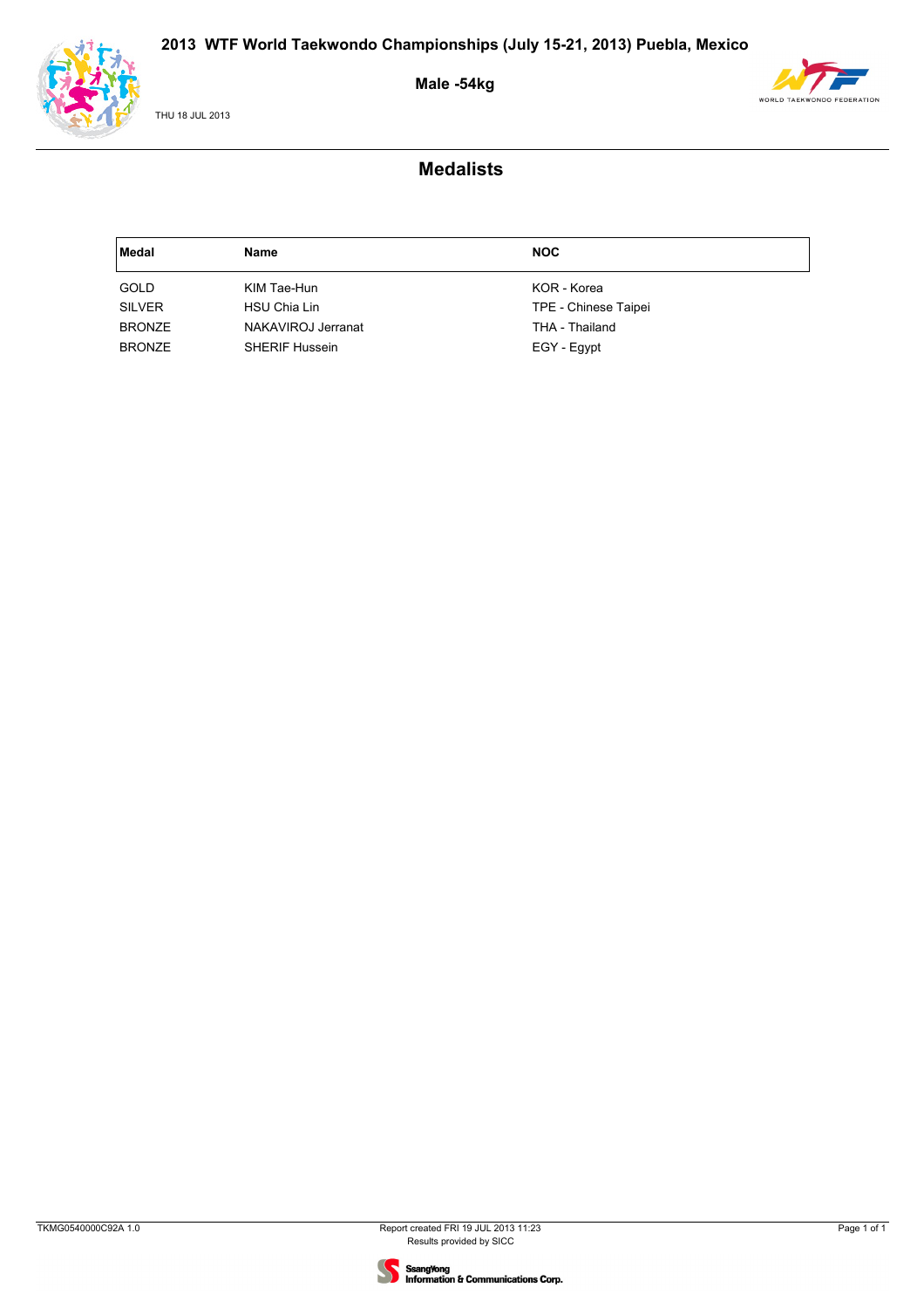# 2013 WTF World Taekwondo Championships (July 15-21, 2013) Puebla, Mexico

## Male -54kg

THU 18 JUL 2013

## Medalists

| Medal | Name | NOC |
|---|---|---|
| GOLD | KIM Tae-Hun | KOR - Korea |
| SILVER | HSU Chia Lin | TPE - Chinese Taipei |
| BRONZE | NAKAVIROJ Jerranat | THA - Thailand |
| BRONZE | SHERIF Hussein | EGY - Egypt |

TKMG0540000C92A 1.0

Report created FRI 19 JUL 2013 11:23
Results provided by SICC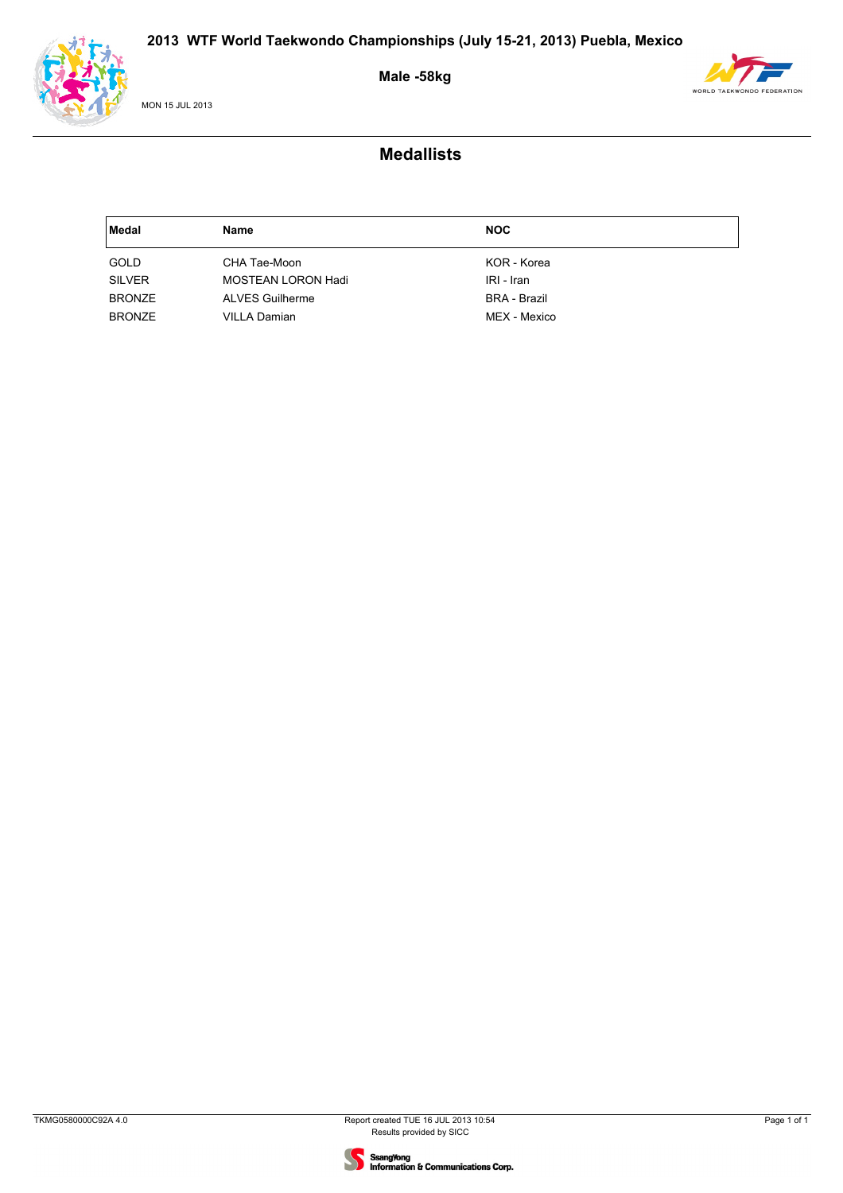# 2013 WTF World Taekwondo Championships (July 15-21, 2013) Puebla, Mexico

## Male -58kg

MON 15 JUL 2013

## Medallists

| Medal | Name | NOC |
|---|---|---|
| GOLD | CHA Tae-Moon | KOR - Korea |
| SILVER | MOSTEAN LORON Hadi | IRI - Iran |
| BRONZE | ALVES Guilherme | BRA - Brazil |
| BRONZE | VILLA Damian | MEX - Mexico |

TKMG0580000C92A 4.0

Report created TUE 16 JUL 2013 10:54
Results provided by SICC

SsangYong Information & Communications Corp.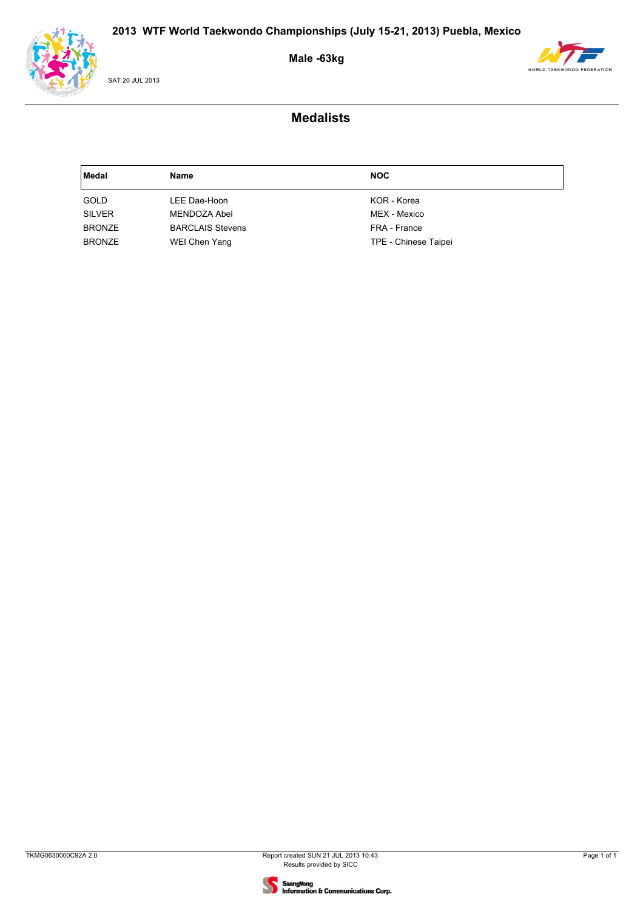# 2013 WTF World Taekwondo Championships (July 15-21, 2013) Puebla, Mexico

## Male -63kg

SAT 20 JUL 2013

## Medalists

| Medal | Name | NOC |
|---|---|---|
| GOLD | LEE Dae-Hoon | KOR - Korea |
| SILVER | MENDOZA Abel | MEX - Mexico |
| BRONZE | BARCLAIS Stevens | FRA - France |
| BRONZE | WEI Chen Yang | TPE - Chinese Taipei |

TKMG0630000C92A 2.0

Report created SUN 21 JUL 2013 10:43
Results provided by SICC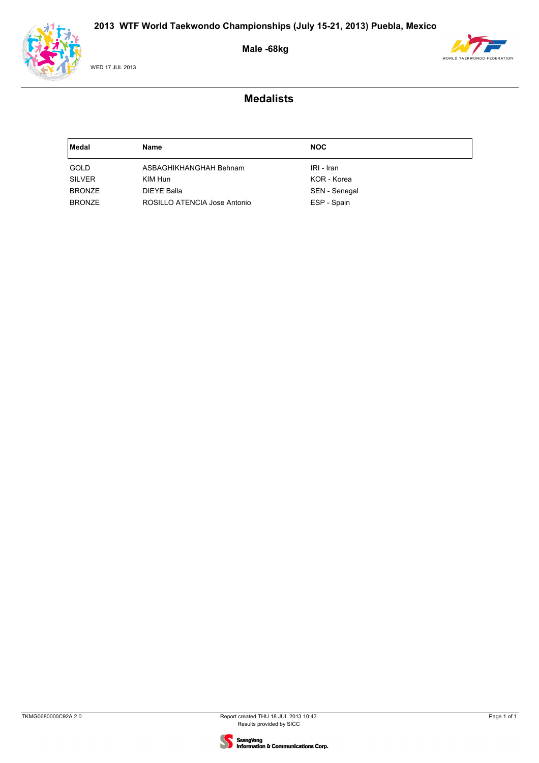# 2013 WTF World Taekwondo Championships (July 15-21, 2013) Puebla, Mexico

## Male -68kg

WED 17 JUL 2013

## Medalists

| Medal | Name | NOC |
| --- | --- | --- |
| GOLD | ASBAGHIKHANGHAH Behnam | IRI - Iran |
| SILVER | KIM Hun | KOR - Korea |
| BRONZE | DIEYE Balla | SEN - Senegal |
| BRONZE | ROSILLO ATENCIA Jose Antonio | ESP - Spain |

TKMG0680000C92A 2.0

Report created THU 18 JUL 2013 10:43
Results provided by SICC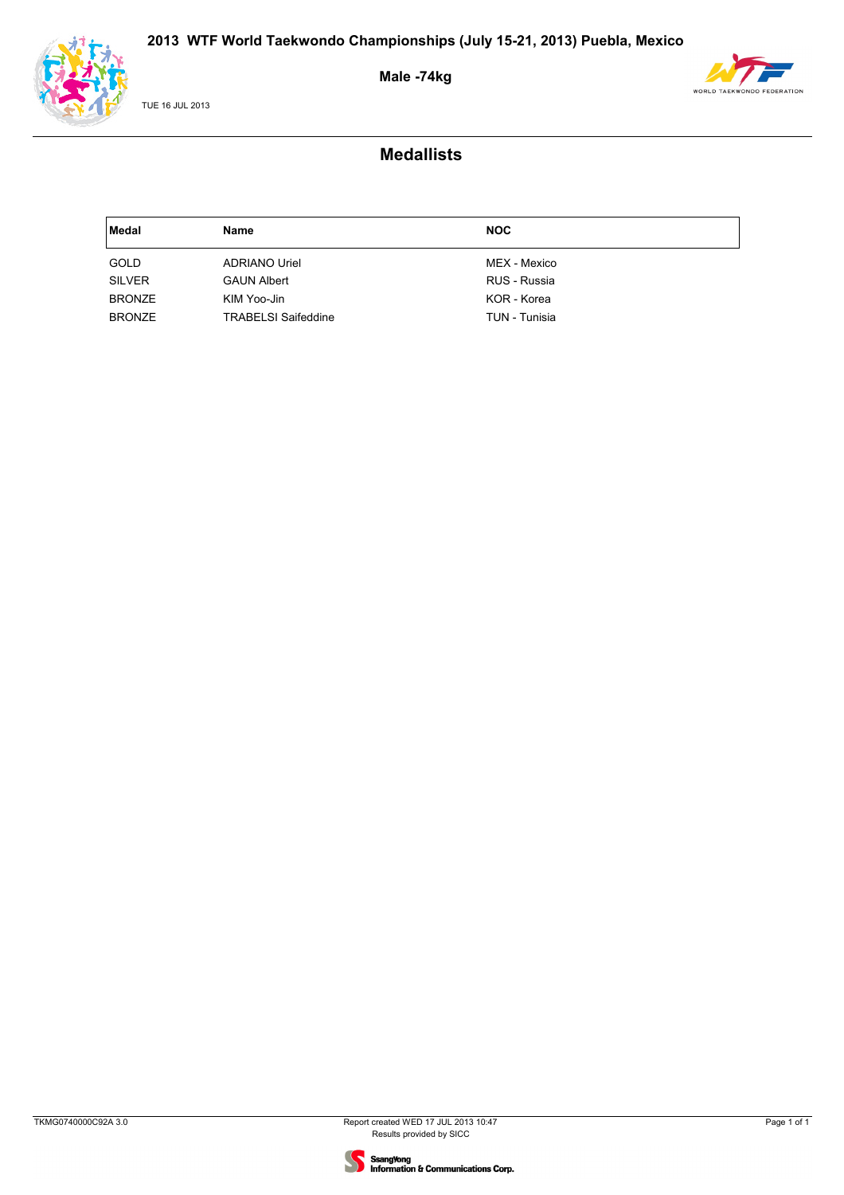# 2013 WTF World Taekwondo Championships (July 15-21, 2013) Puebla, Mexico

## Male -74kg

TUE 16 JUL 2013

## Medallists

| Medal | Name | NOC |
|---|---|---|
| GOLD | ADRIANO Uriel | MEX - Mexico |
| SILVER | GAUN Albert | RUS - Russia |
| BRONZE | KIM Yoo-Jin | KOR - Korea |
| BRONZE | TRABELSI Saifeddine | TUN - Tunisia |

TKMG0740000C92A 3.0

Report created WED 17 JUL 2013 10:47
Results provided by SICC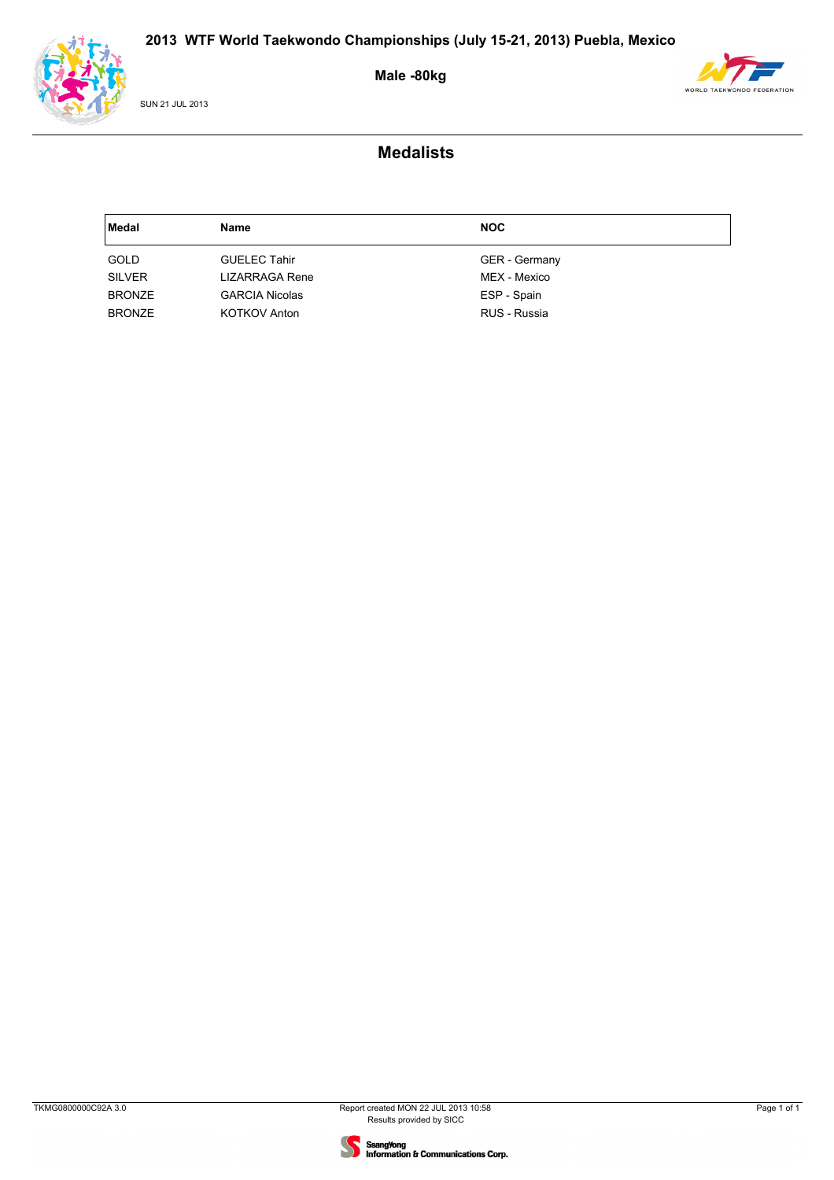# 2013 WTF World Taekwondo Championships (July 15-21, 2013) Puebla, Mexico

## Male -80kg

SUN 21 JUL 2013

## Medalists

| Medal | Name | NOC |
|---|---|---|
| GOLD | GUELEC Tahir | GER - Germany |
| SILVER | LIZARRAGA Rene | MEX - Mexico |
| BRONZE | GARCIA Nicolas | ESP - Spain |
| BRONZE | KOTKOV Anton | RUS - Russia |

TKMG0800000C92A 3.0

Report created MON 22 JUL 2013 10:58
Results provided by SICC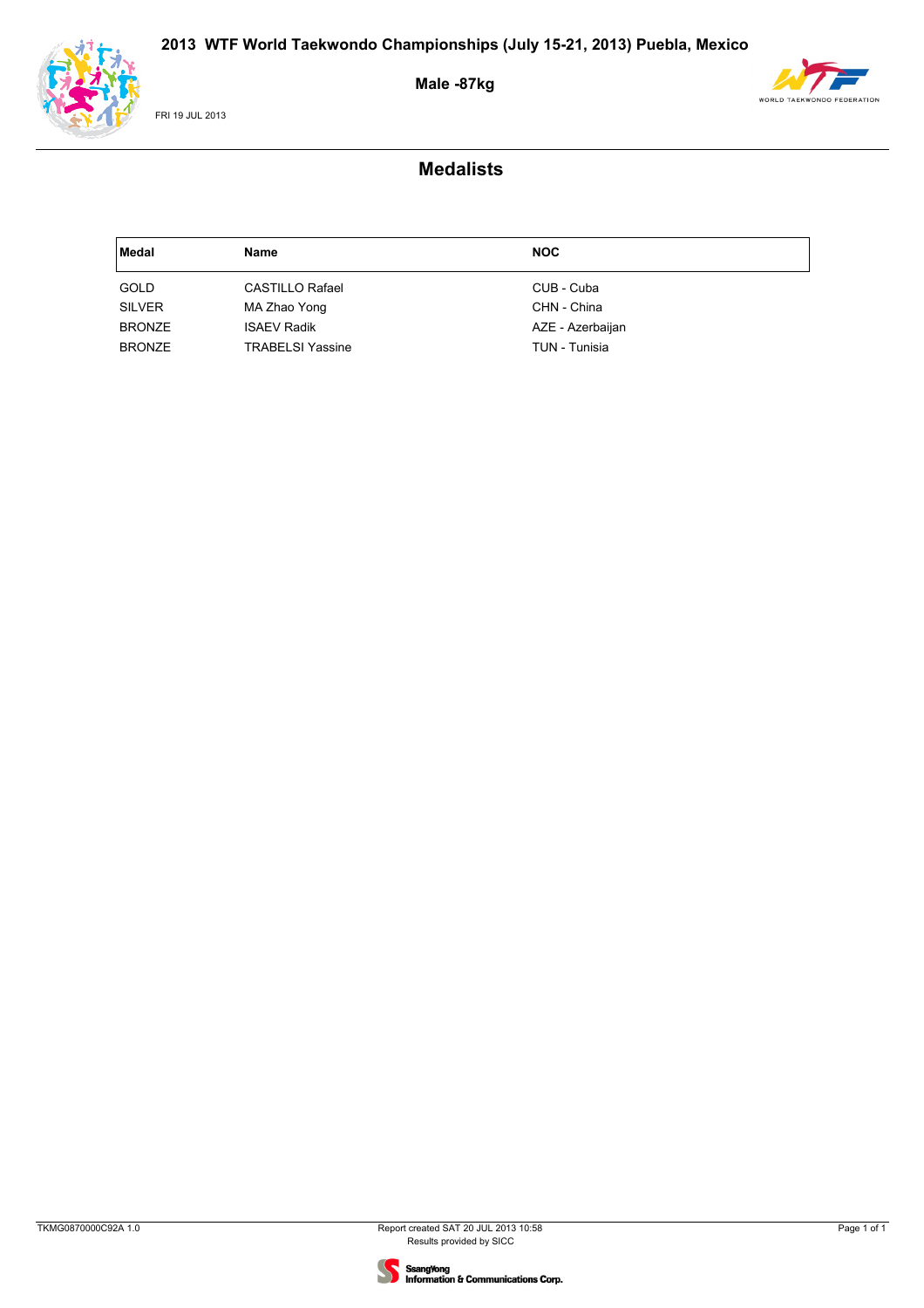# 2013 WTF World Taekwondo Championships (July 15-21, 2013) Puebla, Mexico

## Male -87kg

FRI 19 JUL 2013

## Medalists

| Medal | Name | NOC |
|---|---|---|
| GOLD | CASTILLO Rafael | CUB - Cuba |
| SILVER | MA Zhao Yong | CHN - China |
| BRONZE | ISAEV Radik | AZE - Azerbaijan |
| BRONZE | TRABELSI Yassine | TUN - Tunisia |

TKMG0870000C92A 1.0

Report created SAT 20 JUL 2013 10:58
Results provided by SICC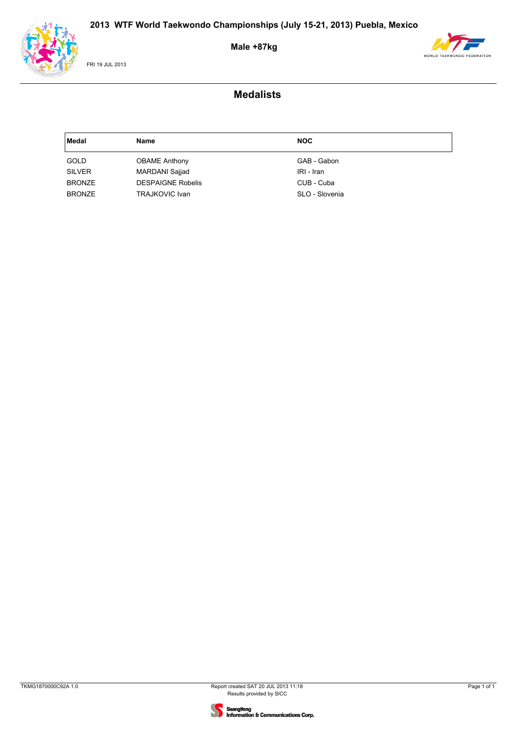# 2013 WTF World Taekwondo Championships (July 15-21, 2013) Puebla, Mexico

## Male +87kg

FRI 19 JUL 2013

## Medalists

| Medal | Name | NOC |
|---|---|---|
| GOLD | OBAME Anthony | GAB - Gabon |
| SILVER | MARDANI Sajjad | IRI - Iran |
| BRONZE | DESPAIGNE Robelis | CUB - Cuba |
| BRONZE | TRAJKOVIC Ivan | SLO - Slovenia |

TKMG1870000C92A 1.0

Report created SAT 20 JUL 2013 11:18
Results provided by SICC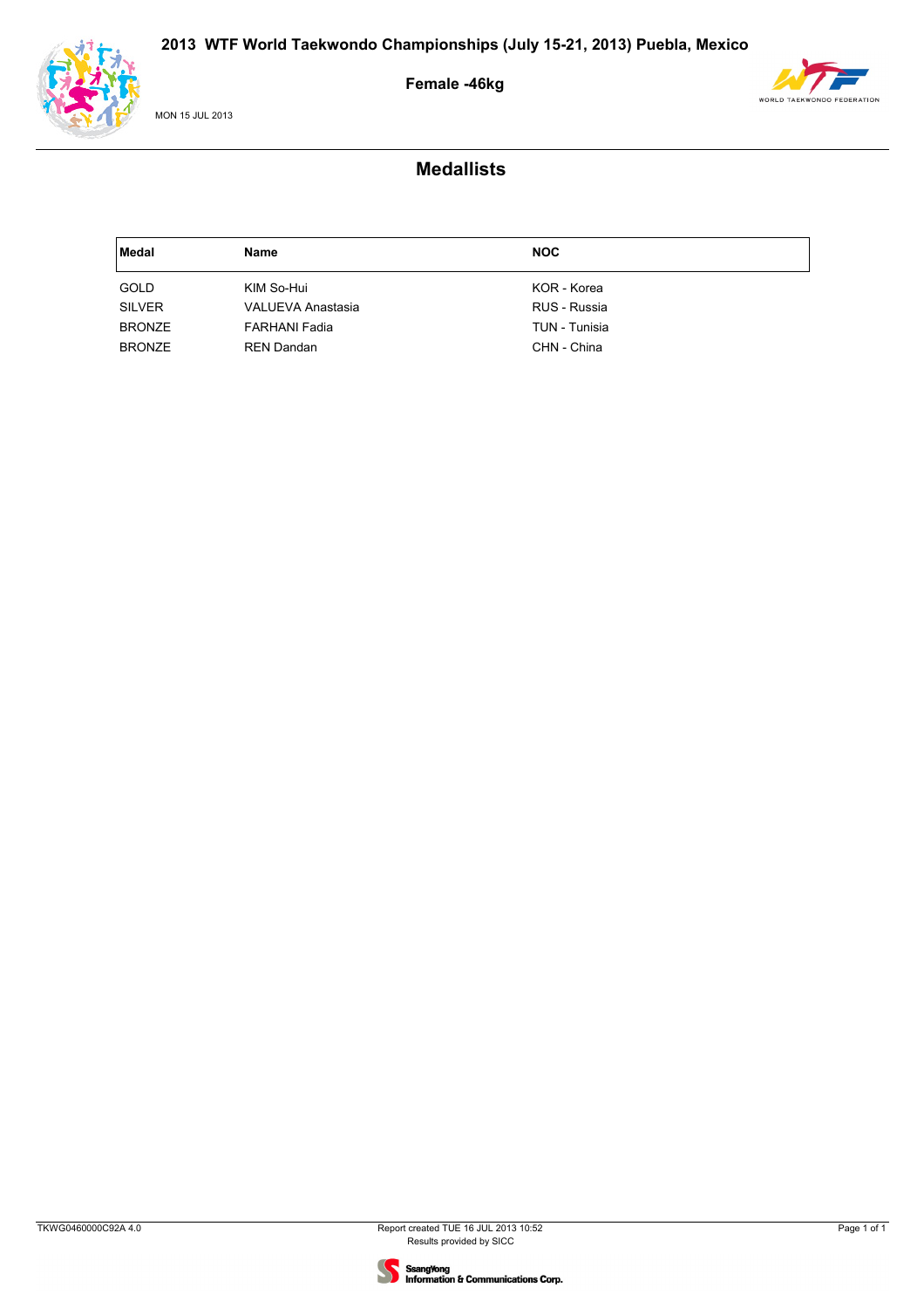# 2013 WTF World Taekwondo Championships (July 15-21, 2013) Puebla, Mexico

## Female -46kg

MON 15 JUL 2013

## Medallists

| Medal | Name | NOC |
|---|---|---|
| GOLD | KIM So-Hui | KOR - Korea |
| SILVER | VALUEVA Anastasia | RUS - Russia |
| BRONZE | FARHANI Fadia | TUN - Tunisia |
| BRONZE | REN Dandan | CHN - China |

TKWG0460000C92A 4.0

Report created TUE 16 JUL 2013 10:52
Results provided by SICC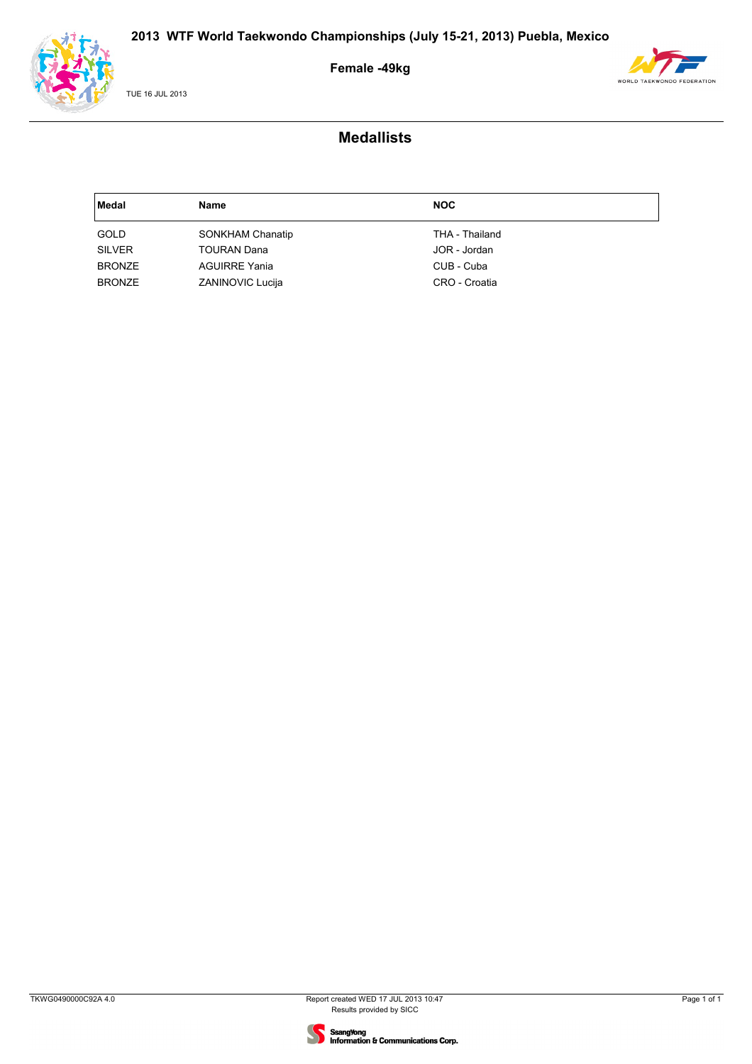# 2013 WTF World Taekwondo Championships (July 15-21, 2013) Puebla, Mexico

## Female -49kg

TUE 16 JUL 2013

## Medallists

| Medal | Name | NOC |
|---|---|---|
| GOLD | SONKHAM Chanatip | THA - Thailand |
| SILVER | TOURAN Dana | JOR - Jordan |
| BRONZE | AGUIRRE Yania | CUB - Cuba |
| BRONZE | ZANINOVIC Lucija | CRO - Croatia |

TKWG0490000C92A 4.0

Report created WED 17 JUL 2013 10:47
Results provided by SICC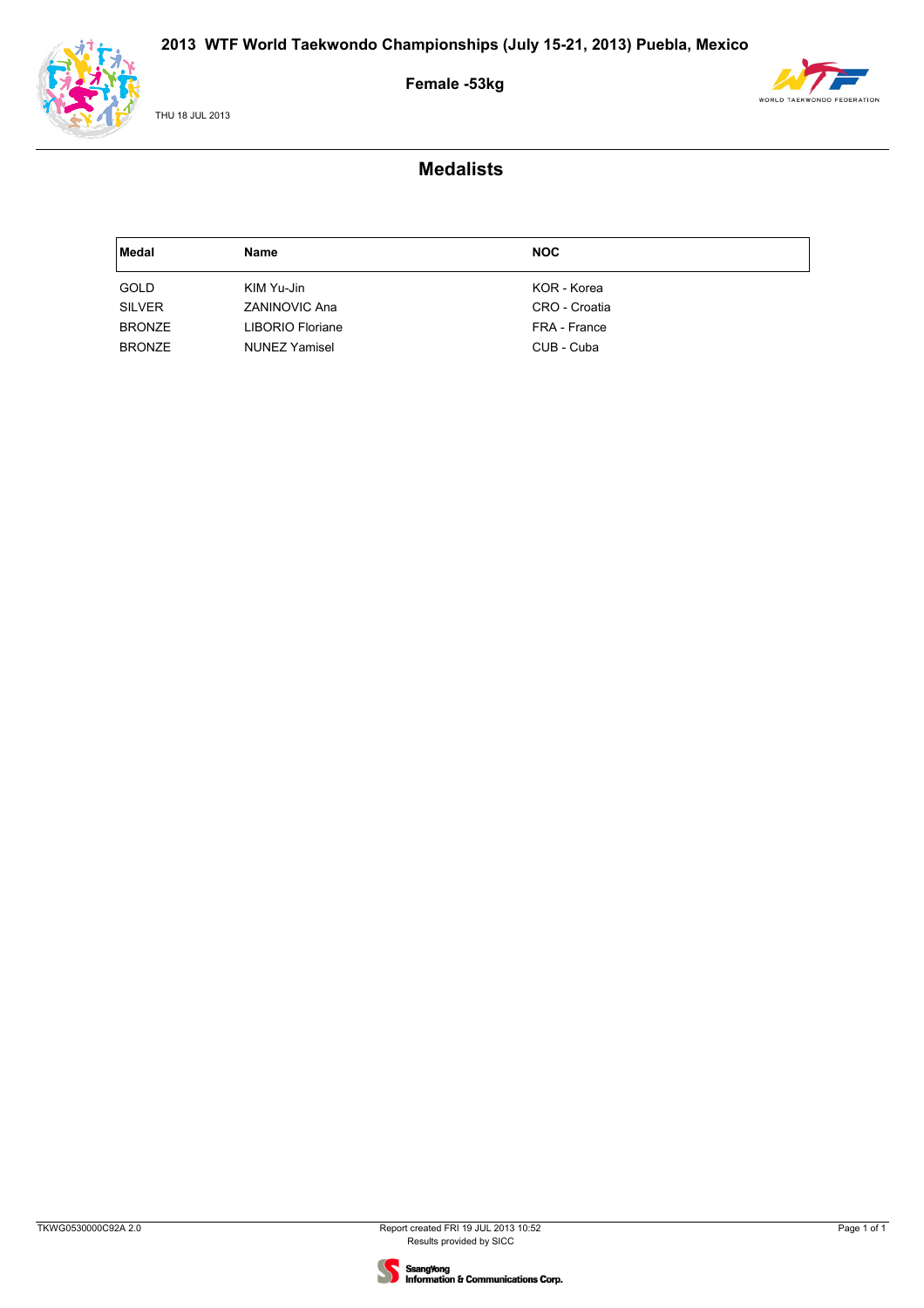# 2013 WTF World Taekwondo Championships (July 15-21, 2013) Puebla, Mexico

## Female -53kg

THU 18 JUL 2013

## Medalists

| Medal | Name | NOC |
|---|---|---|
| GOLD | KIM Yu-Jin | KOR - Korea |
| SILVER | ZANINOVIC Ana | CRO - Croatia |
| BRONZE | LIBORIO Floriane | FRA - France |
| BRONZE | NUNEZ Yamisel | CUB - Cuba |

TKWG0530000C92A 2.0

Report created FRI 19 JUL 2013 10:52
Results provided by SICC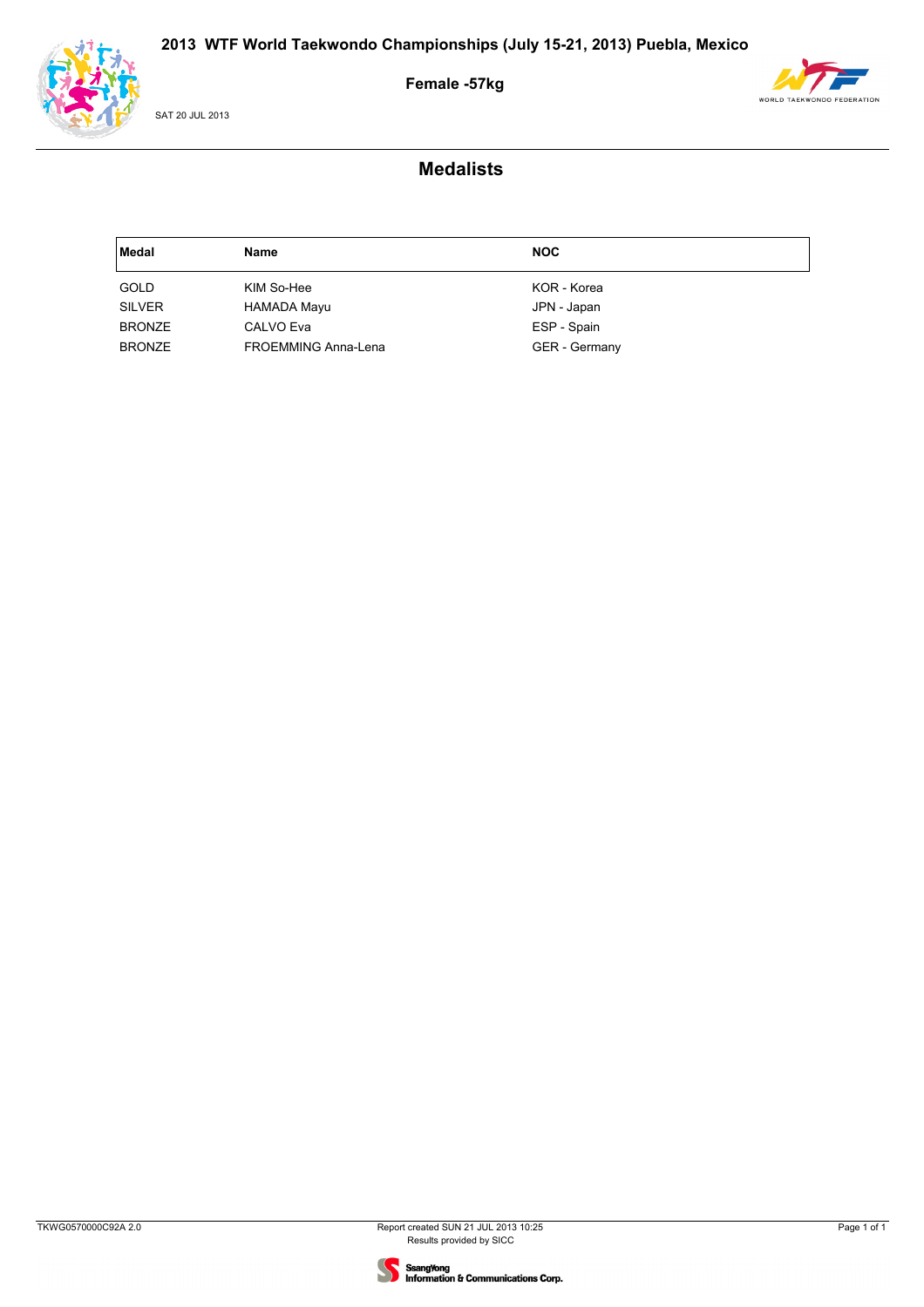# 2013 WTF World Taekwondo Championships (July 15-21, 2013) Puebla, Mexico

**Female -57kg**

SAT 20 JUL 2013

## Medalists

| Medal | Name | NOC |
|---|---|---|
| GOLD | KIM So-Hee | KOR - Korea |
| SILVER | HAMADA Mayu | JPN - Japan |
| BRONZE | CALVO Eva | ESP - Spain |
| BRONZE | FROEMMING Anna-Lena | GER - Germany |

TKWG0570000C92A 2.0

Report created SUN 21 JUL 2013 10:25
Results provided by SICC

SsangYong Information & Communications Corp.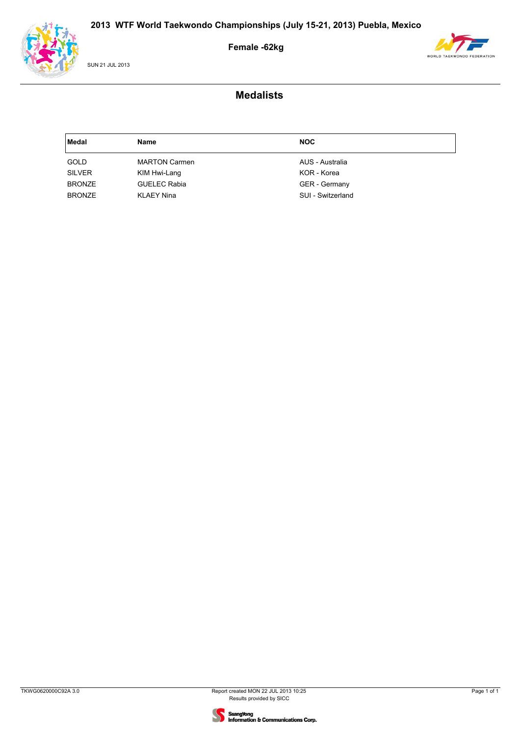# 2013 WTF World Taekwondo Championships (July 15-21, 2013) Puebla, Mexico

## Female -62kg

SUN 21 JUL 2013

## Medalists

| Medal | Name | NOC |
|---|---|---|
| GOLD | MARTON Carmen | AUS - Australia |
| SILVER | KIM Hwi-Lang | KOR - Korea |
| BRONZE | GUELEC Rabia | GER - Germany |
| BRONZE | KLAEY Nina | SUI - Switzerland |

TKWG0620000C92A 3.0

Report created MON 22 JUL 2013 10:25

Results provided by SICC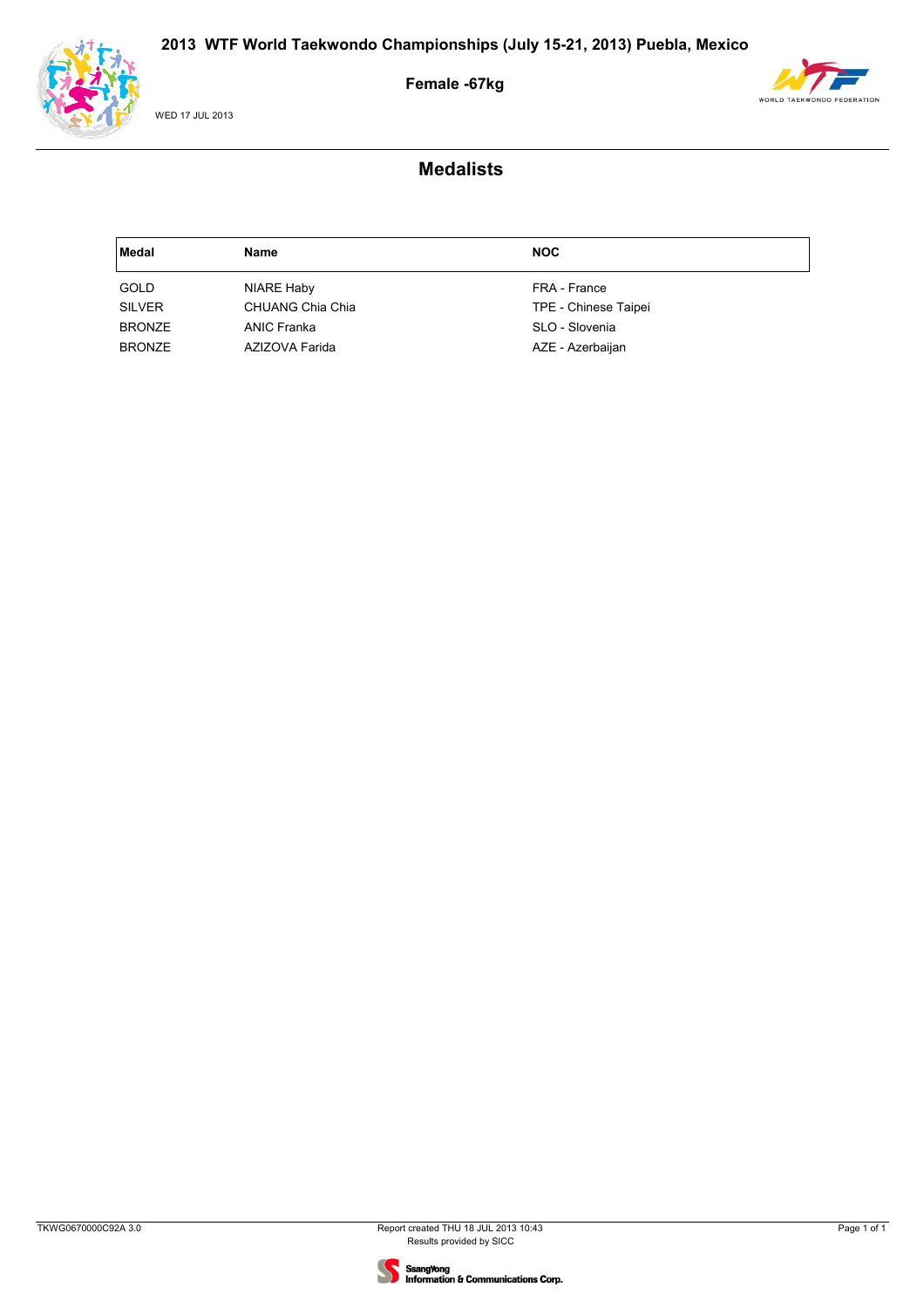# 2013 WTF World Taekwondo Championships (July 15-21, 2013) Puebla, Mexico

## Female -67kg

WED 17 JUL 2013

## Medalists

| Medal | Name | NOC |
|---|---|---|
| GOLD | NIARE Haby | FRA - France |
| SILVER | CHUANG Chia Chia | TPE - Chinese Taipei |
| BRONZE | ANIC Franka | SLO - Slovenia |
| BRONZE | AZIZOVA Farida | AZE - Azerbaijan |

TKWG0670000C92A 3.0

Report created THU 18 JUL 2013 10:43
Results provided by SICC

SsangYong Information & Communications Corp.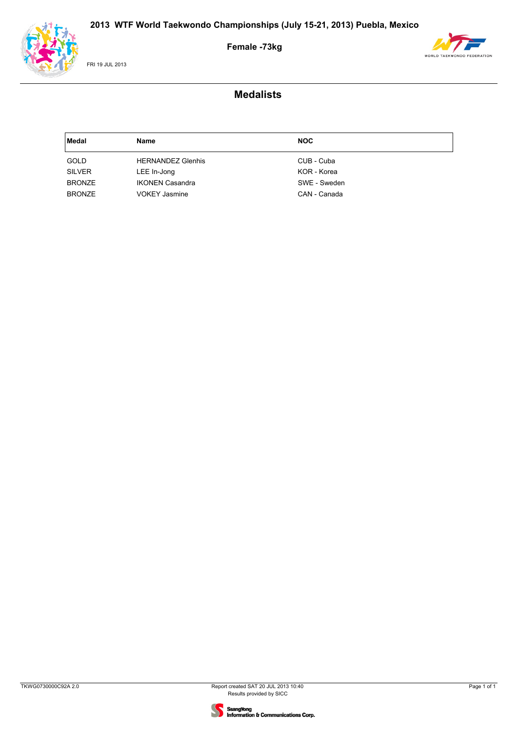# 2013 WTF World Taekwondo Championships (July 15-21, 2013) Puebla, Mexico

## Female -73kg

FRI 19 JUL 2013

## Medalists

| Medal | Name | NOC |
|---|---|---|
| GOLD | HERNANDEZ Glenhis | CUB - Cuba |
| SILVER | LEE In-Jong | KOR - Korea |
| BRONZE | IKONEN Casandra | SWE - Sweden |
| BRONZE | VOKEY Jasmine | CAN - Canada |

TKWG0730000C92A 2.0

Report created SAT 20 JUL 2013 10:40
Results provided by SICC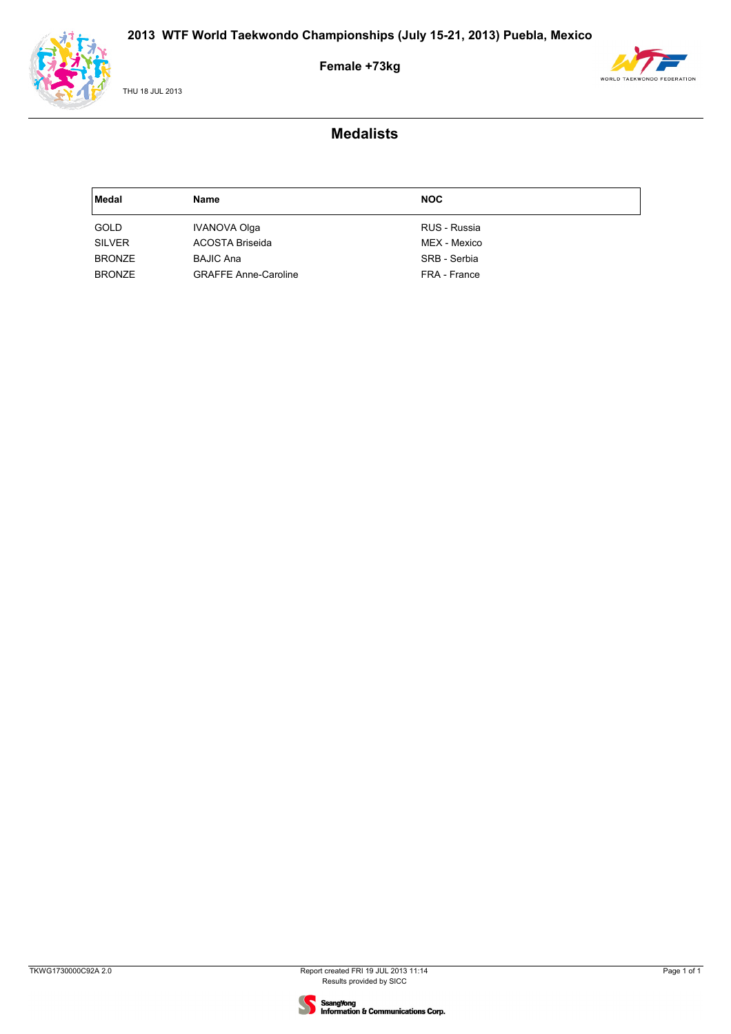# 2013 WTF World Taekwondo Championships (July 15-21, 2013) Puebla, Mexico

## Female +73kg

THU 18 JUL 2013

## Medalists

| Medal | Name | NOC |
|---|---|---|
| GOLD | IVANOVA Olga | RUS - Russia |
| SILVER | ACOSTA Briseida | MEX - Mexico |
| BRONZE | BAJIC Ana | SRB - Serbia |
| BRONZE | GRAFFE Anne-Caroline | FRA - France |

TKWG1730000C92A 2.0

Report created FRI 19 JUL 2013 11:14
Results provided by SICC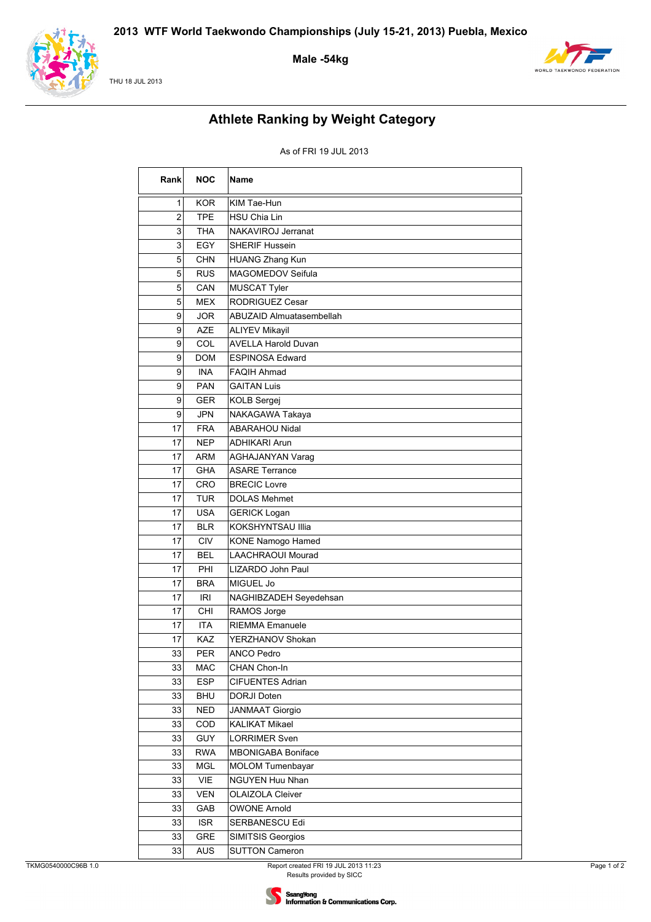# 2013 WTF World Taekwondo Championships (July 15-21, 2013) Puebla, Mexico

## Male -54kg

THU 18 JUL 2013

## Athlete Ranking by Weight Category

As of FRI 19 JUL 2013

| Rank | NOC | Name |
|---|---|---|
| 1 | KOR | KIM Tae-Hun |
| 2 | TPE | HSU Chia Lin |
| 3 | THA | NAKAVIROJ Jerranat |
| 3 | EGY | SHERIF Hussein |
| 5 | CHN | HUANG Zhang Kun |
| 5 | RUS | MAGOMEDOV Seifula |
| 5 | CAN | MUSCAT Tyler |
| 5 | MEX | RODRIGUEZ Cesar |
| 9 | JOR | ABUZAID Almuatasembellah |
| 9 | AZE | ALIYEV Mikayil |
| 9 | COL | AVELLA Harold Duvan |
| 9 | DOM | ESPINOSA Edward |
| 9 | INA | FAQIH Ahmad |
| 9 | PAN | GAITAN Luis |
| 9 | GER | KOLB Sergej |
| 9 | JPN | NAKAGAWA Takaya |
| 17 | FRA | ABARAHOU Nidal |
| 17 | NEP | ADHIKARI Arun |
| 17 | ARM | AGHAJANYAN Varag |
| 17 | GHA | ASARE Terrance |
| 17 | CRO | BRECIC Lovre |
| 17 | TUR | DOLAS Mehmet |
| 17 | USA | GERICK Logan |
| 17 | BLR | KOKSHYNTSAU Illia |
| 17 | CIV | KONE Namogo Hamed |
| 17 | BEL | LAACHRAOUI Mourad |
| 17 | PHI | LIZARDO John Paul |
| 17 | BRA | MIGUEL Jo |
| 17 | IRI | NAGHIBZADEH Seyedehsan |
| 17 | CHI | RAMOS Jorge |
| 17 | ITA | RIEMMA Emanuele |
| 17 | KAZ | YERZHANOV Shokan |
| 33 | PER | ANCO Pedro |
| 33 | MAC | CHAN Chon-In |
| 33 | ESP | CIFUENTES Adrian |
| 33 | BHU | DORJI Doten |
| 33 | NED | JANMAAT Giorgio |
| 33 | COD | KALIKAT Mikael |
| 33 | GUY | LORRIMER Sven |
| 33 | RWA | MBONIGABA Boniface |
| 33 | MGL | MOLOM Tumenbayar |
| 33 | VIE | NGUYEN Huu Nhan |
| 33 | VEN | OLAIZOLA Cleiver |
| 33 | GAB | OWONE Arnold |
| 33 | ISR | SERBANESCU Edi |
| 33 | GRE | SIMITSIS Georgios |
| 33 | AUS | SUTTON Cameron |

TKMG0540000C96B 1.0

Report created FRI 19 JUL 2013 11:23
Results provided by SICC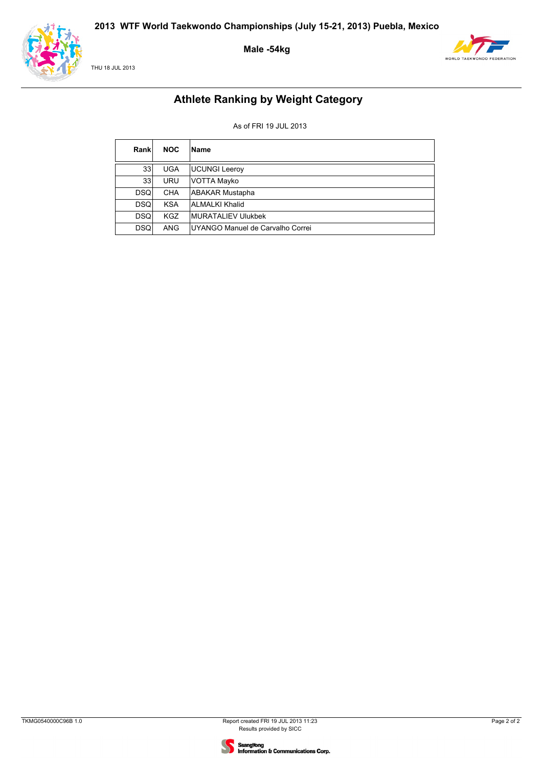2013 WTF World Taekwondo Championships (July 15-21, 2013) Puebla, Mexico

**Male -54kg**

THU 18 JUL 2013

## Athlete Ranking by Weight Category

As of FRI 19 JUL 2013

| Rank | NOC | Name |
|---|---|---|
| 33 | UGA | UCUNGI Leeroy |
| 33 | URU | VOTTA Mayko |
| DSQ | CHA | ABAKAR Mustapha |
| DSQ | KSA | ALMALKI Khalid |
| DSQ | KGZ | MURATALIEV Ulukbek |
| DSQ | ANG | UYANGO Manuel de Carvalho Correi |

TKMG0540000C96B 1.0

Report created FRI 19 JUL 2013 11:23
Results provided by SICC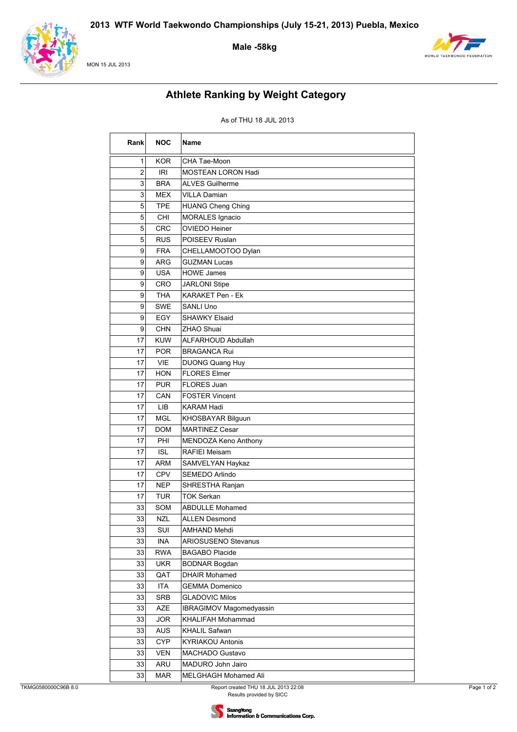# 2013 WTF World Taekwondo Championships (July 15-21, 2013) Puebla, Mexico

**Male -58kg**

MON 15 JUL 2013

## Athlete Ranking by Weight Category

As of THU 18 JUL 2013

| Rank | NOC | Name |
|---|---|---|
| 1 | KOR | CHA Tae-Moon |
| 2 | IRI | MOSTEAN LORON Hadi |
| 3 | BRA | ALVES Guilherme |
| 3 | MEX | VILLA Damian |
| 5 | TPE | HUANG Cheng Ching |
| 5 | CHI | MORALES Ignacio |
| 5 | CRC | OVIEDO Heiner |
| 5 | RUS | POISEEV Ruslan |
| 9 | FRA | CHELLAMOOTOO Dylan |
| 9 | ARG | GUZMAN Lucas |
| 9 | USA | HOWE James |
| 9 | CRO | JARLONI Stipe |
| 9 | THA | KARAKET Pen - Ek |
| 9 | SWE | SANLI Uno |
| 9 | EGY | SHAWKY Elsaid |
| 9 | CHN | ZHAO Shuai |
| 17 | KUW | ALFARHOUD Abdullah |
| 17 | POR | BRAGANCA Rui |
| 17 | VIE | DUONG Quang Huy |
| 17 | HON | FLORES Elmer |
| 17 | PUR | FLORES Juan |
| 17 | CAN | FOSTER Vincent |
| 17 | LIB | KARAM Hadi |
| 17 | MGL | KHOSBAYAR Bilguun |
| 17 | DOM | MARTINEZ Cesar |
| 17 | PHI | MENDOZA Keno Anthony |
| 17 | ISL | RAFIEI Meisam |
| 17 | ARM | SAMVELYAN Haykaz |
| 17 | CPV | SEMEDO Arlindo |
| 17 | NEP | SHRESTHA Ranjan |
| 17 | TUR | TOK Serkan |
| 33 | SOM | ABDULLE Mohamed |
| 33 | NZL | ALLEN Desmond |
| 33 | SUI | AMHAND Mehdi |
| 33 | INA | ARIOSUSENO Stevanus |
| 33 | RWA | BAGABO Placide |
| 33 | UKR | BODNAR Bogdan |
| 33 | QAT | DHAIR Mohamed |
| 33 | ITA | GEMMA Domenico |
| 33 | SRB | GLADOVIC Milos |
| 33 | AZE | IBRAGIMOV Magomedyassin |
| 33 | JOR | KHALIFAH Mohammad |
| 33 | AUS | KHALIL Safwan |
| 33 | CYP | KYRIAKOU Antonis |
| 33 | VEN | MACHADO Gustavo |
| 33 | ARU | MADURO John Jairo |
| 33 | MAR | MELGHAGH Mohamed Ali |

TKMG0580000C96B 8.0

Report created THU 18 JUL 2013 22:08
Results provided by SICC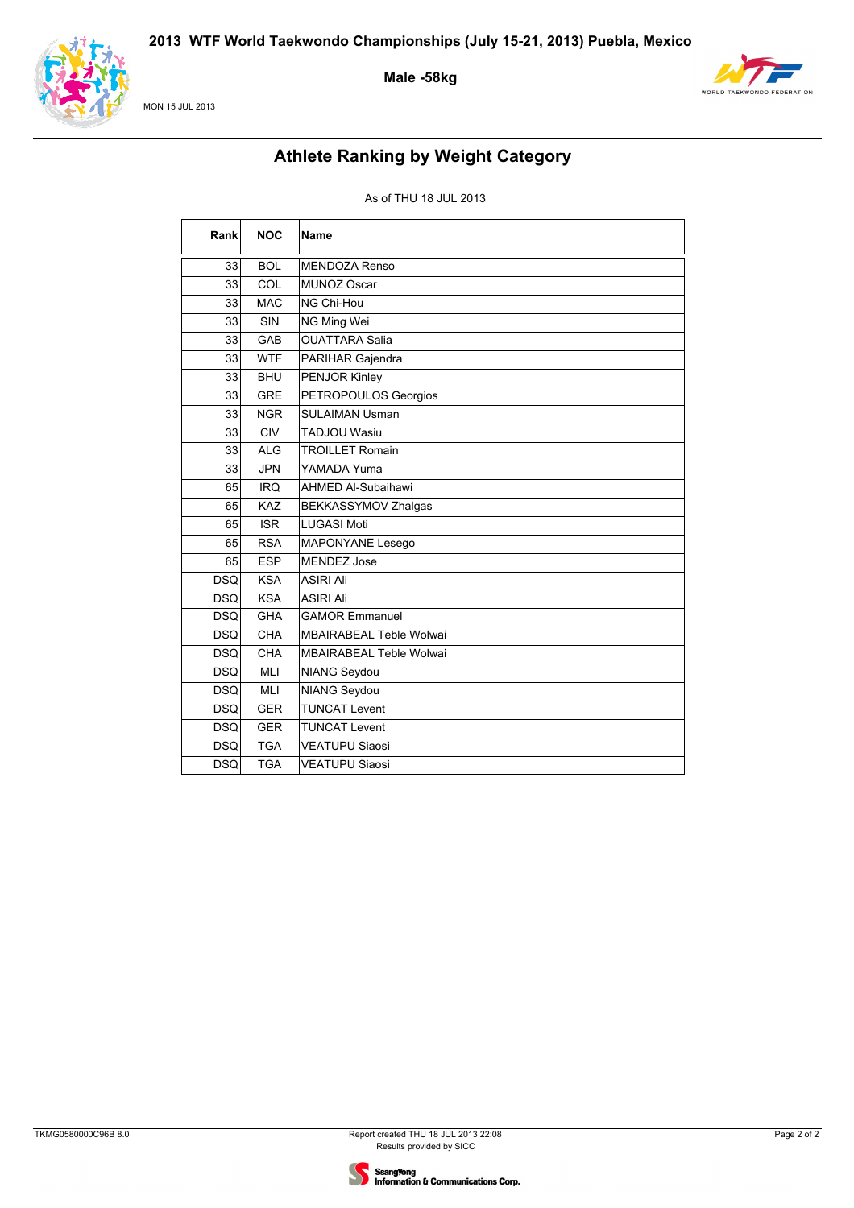# 2013 WTF World Taekwondo Championships (July 15-21, 2013) Puebla, Mexico

## Male -58kg

MON 15 JUL 2013

## Athlete Ranking by Weight Category

As of THU 18 JUL 2013

| Rank | NOC | Name |
|---|---|---|
| 33 | BOL | MENDOZA Renso |
| 33 | COL | MUNOZ Oscar |
| 33 | MAC | NG Chi-Hou |
| 33 | SIN | NG Ming Wei |
| 33 | GAB | OUATTARA Salia |
| 33 | WTF | PARIHAR Gajendra |
| 33 | BHU | PENJOR Kinley |
| 33 | GRE | PETROPOULOS Georgios |
| 33 | NGR | SULAIMAN Usman |
| 33 | CIV | TADJOU Wasiu |
| 33 | ALG | TROILLET Romain |
| 33 | JPN | YAMADA Yuma |
| 65 | IRQ | AHMED Al-Subaihawi |
| 65 | KAZ | BEKKASSYMOV Zhalgas |
| 65 | ISR | LUGASI Moti |
| 65 | RSA | MAPONYANE Lesego |
| 65 | ESP | MENDEZ Jose |
| DSQ | KSA | ASIRI Ali |
| DSQ | KSA | ASIRI Ali |
| DSQ | GHA | GAMOR Emmanuel |
| DSQ | CHA | MBAIRABEAL Teble Wolwai |
| DSQ | CHA | MBAIRABEAL Teble Wolwai |
| DSQ | MLI | NIANG Seydou |
| DSQ | MLI | NIANG Seydou |
| DSQ | GER | TUNCAT Levent |
| DSQ | GER | TUNCAT Levent |
| DSQ | TGA | VEATUPU Siaosi |
| DSQ | TGA | VEATUPU Siaosi |

TKMG0580000C96B 8.0

Report created THU 18 JUL 2013 22:08
Results provided by SICC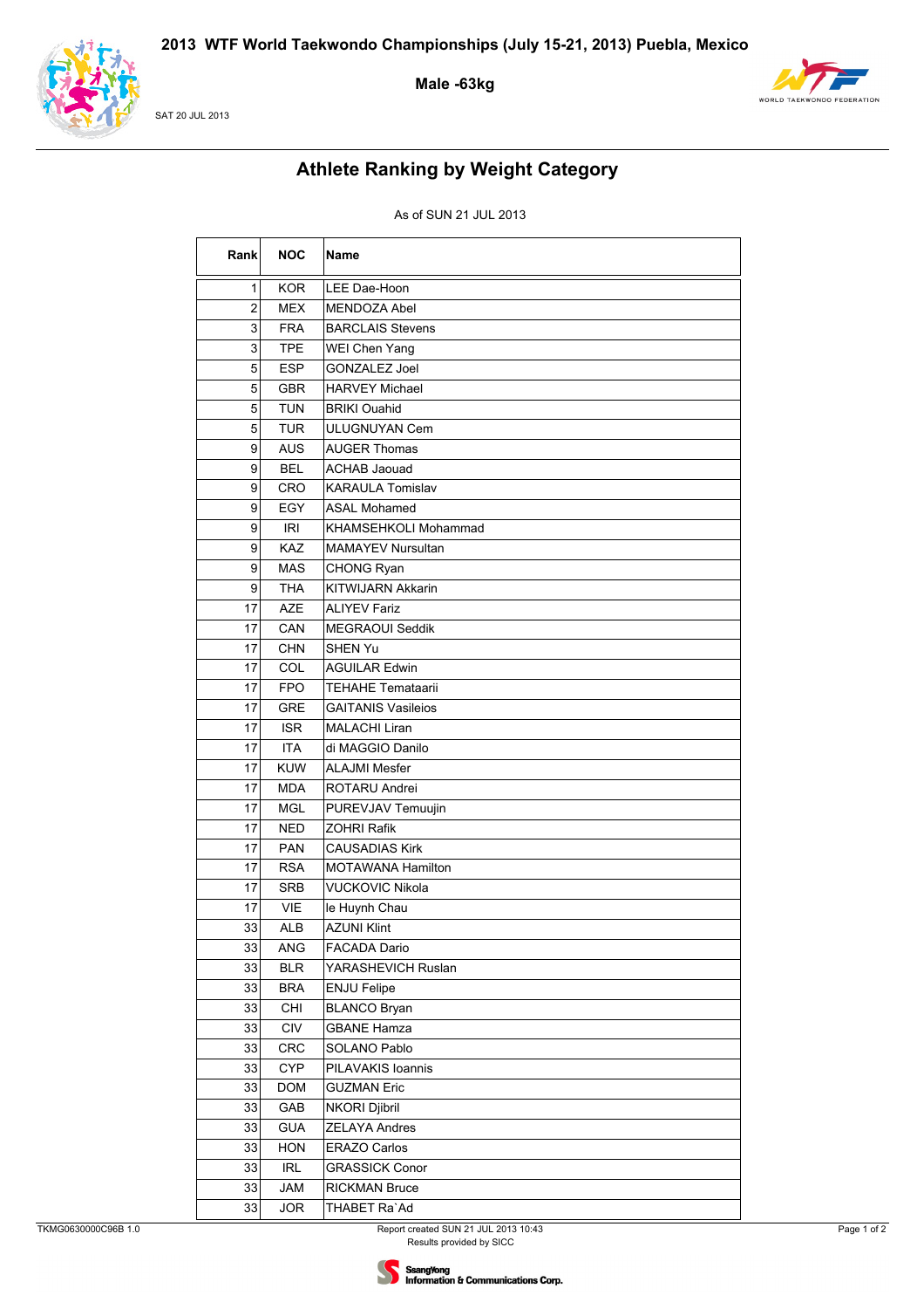# 2013 WTF World Taekwondo Championships (July 15-21, 2013) Puebla, Mexico

**Male -63kg**

SAT 20 JUL 2013

## Athlete Ranking by Weight Category

As of SUN 21 JUL 2013

| Rank | NOC | Name |
|---|---|---|
| 1 | KOR | LEE Dae-Hoon |
| 2 | MEX | MENDOZA Abel |
| 3 | FRA | BARCLAIS Stevens |
| 3 | TPE | WEI Chen Yang |
| 5 | ESP | GONZALEZ Joel |
| 5 | GBR | HARVEY Michael |
| 5 | TUN | BRIKI Ouahid |
| 5 | TUR | ULUGNUYAN Cem |
| 9 | AUS | AUGER Thomas |
| 9 | BEL | ACHAB Jaouad |
| 9 | CRO | KARAULA Tomislav |
| 9 | EGY | ASAL Mohamed |
| 9 | IRI | KHAMSEHKOLI Mohammad |
| 9 | KAZ | MAMAYEV Nursultan |
| 9 | MAS | CHONG Ryan |
| 9 | THA | KITWIJARN Akkarin |
| 17 | AZE | ALIYEV Fariz |
| 17 | CAN | MEGRAOUI Seddik |
| 17 | CHN | SHEN Yu |
| 17 | COL | AGUILAR Edwin |
| 17 | FPO | TEHAHE Temataarii |
| 17 | GRE | GAITANIS Vasileios |
| 17 | ISR | MALACHI Liran |
| 17 | ITA | di MAGGIO Danilo |
| 17 | KUW | ALAJMI Mesfer |
| 17 | MDA | ROTARU Andrei |
| 17 | MGL | PUREVJAV Temuujin |
| 17 | NED | ZOHRI Rafik |
| 17 | PAN | CAUSADIAS Kirk |
| 17 | RSA | MOTAWANA Hamilton |
| 17 | SRB | VUCKOVIC Nikola |
| 17 | VIE | le Huynh Chau |
| 33 | ALB | AZUNI Klint |
| 33 | ANG | FACADA Dario |
| 33 | BLR | YARASHEVICH Ruslan |
| 33 | BRA | ENJU Felipe |
| 33 | CHI | BLANCO Bryan |
| 33 | CIV | GBANE Hamza |
| 33 | CRC | SOLANO Pablo |
| 33 | CYP | PILAVAKIS Ioannis |
| 33 | DOM | GUZMAN Eric |
| 33 | GAB | NKORI Djibril |
| 33 | GUA | ZELAYA Andres |
| 33 | HON | ERAZO Carlos |
| 33 | IRL | GRASSICK Conor |
| 33 | JAM | RICKMAN Bruce |
| 33 | JOR | THABET Ra`Ad |

TKMG0630000C96B 1.0

Report created SUN 21 JUL 2013 10:43
Results provided by SICC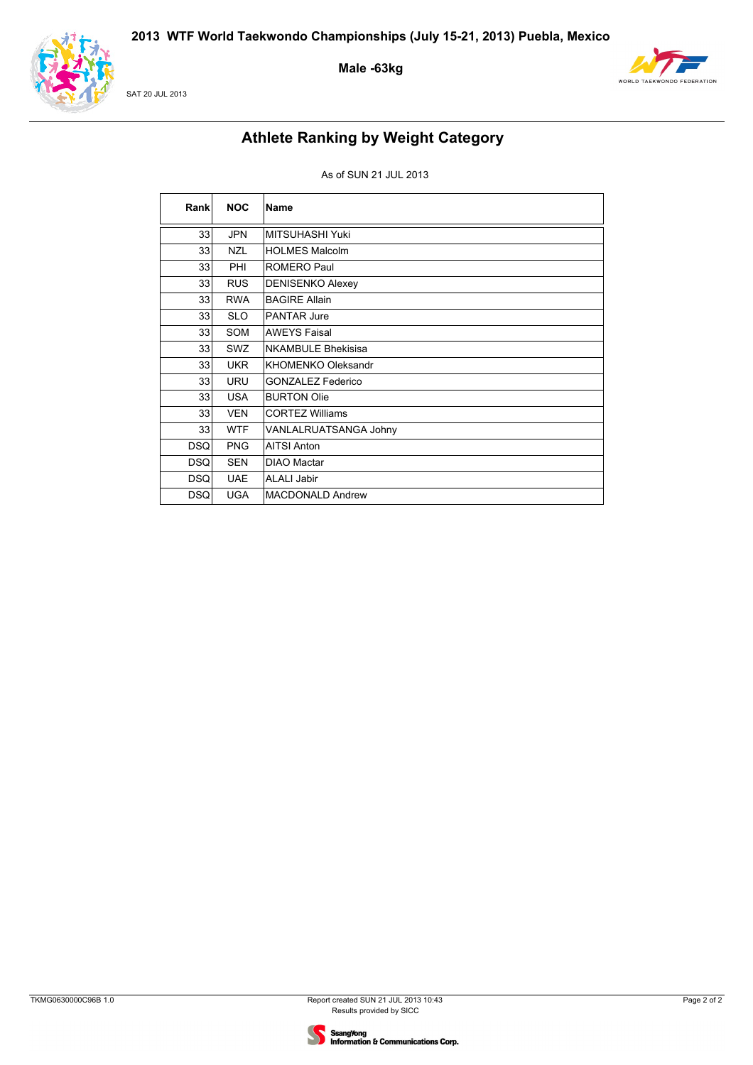# 2013 WTF World Taekwondo Championships (July 15-21, 2013) Puebla, Mexico

## Male -63kg

SAT 20 JUL 2013

## Athlete Ranking by Weight Category

As of SUN 21 JUL 2013

| Rank | NOC | Name |
|---|---|---|
| 33 | JPN | MITSUHASHI Yuki |
| 33 | NZL | HOLMES Malcolm |
| 33 | PHI | ROMERO Paul |
| 33 | RUS | DENISENKO Alexey |
| 33 | RWA | BAGIRE Allain |
| 33 | SLO | PANTAR Jure |
| 33 | SOM | AWEYS Faisal |
| 33 | SWZ | NKAMBULE Bhekisisa |
| 33 | UKR | KHOMENKO Oleksandr |
| 33 | URU | GONZALEZ Federico |
| 33 | USA | BURTON Olie |
| 33 | VEN | CORTEZ Williams |
| 33 | WTF | VANLALRUATSANGA Johny |
| DSQ | PNG | AITSI Anton |
| DSQ | SEN | DIAO Mactar |
| DSQ | UAE | ALALI Jabir |
| DSQ | UGA | MACDONALD Andrew |

TKMG0630000C96B 1.0

Report created SUN 21 JUL 2013 10:43
Results provided by SICC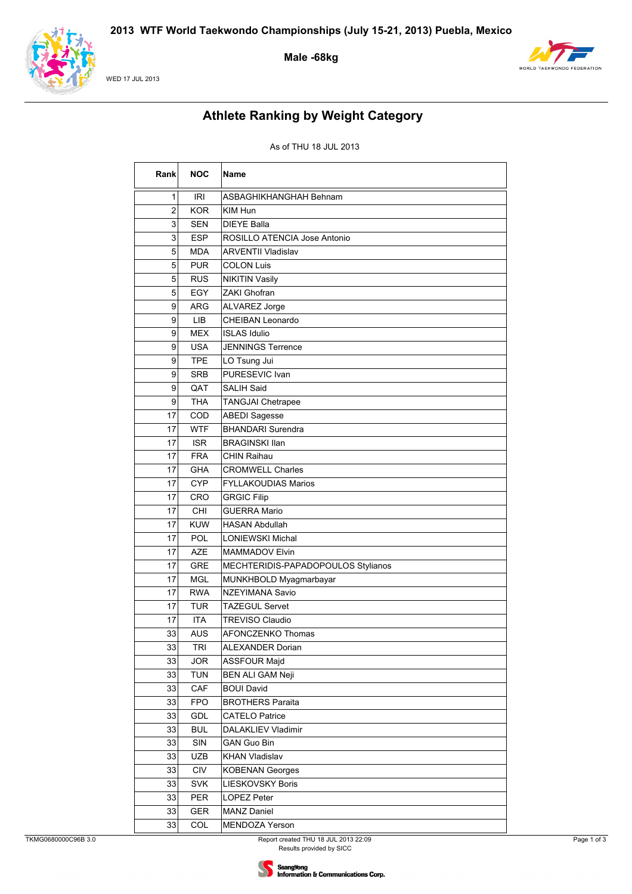# 2013 WTF World Taekwondo Championships (July 15-21, 2013) Puebla, Mexico

**Male -68kg**

WED 17 JUL 2013

## Athlete Ranking by Weight Category

As of THU 18 JUL 2013

| Rank | NOC | Name |
|---|---|---|
| 1 | IRI | ASBAGHIKHANGHAH Behnam |
| 2 | KOR | KIM Hun |
| 3 | SEN | DIEYE Balla |
| 3 | ESP | ROSILLO ATENCIA Jose Antonio |
| 5 | MDA | ARVENTII Vladislav |
| 5 | PUR | COLON Luis |
| 5 | RUS | NIKITIN Vasily |
| 5 | EGY | ZAKI Ghofran |
| 9 | ARG | ALVAREZ Jorge |
| 9 | LIB | CHEIBAN Leonardo |
| 9 | MEX | ISLAS Idulio |
| 9 | USA | JENNINGS Terrence |
| 9 | TPE | LO Tsung Jui |
| 9 | SRB | PURESEVIC Ivan |
| 9 | QAT | SALIH Said |
| 9 | THA | TANGJAI Chetrapee |
| 17 | COD | ABEDI Sagesse |
| 17 | WTF | BHANDARI Surendra |
| 17 | ISR | BRAGINSKI Ilan |
| 17 | FRA | CHIN Raihau |
| 17 | GHA | CROMWELL Charles |
| 17 | CYP | FYLLAKOUDIAS Marios |
| 17 | CRO | GRGIC Filip |
| 17 | CHI | GUERRA Mario |
| 17 | KUW | HASAN Abdullah |
| 17 | POL | LONIEWSKI Michal |
| 17 | AZE | MAMMADOV Elvin |
| 17 | GRE | MECHTERIDIS-PAPADOPOULOS Stylianos |
| 17 | MGL | MUNKHBOLD Myagmarbayar |
| 17 | RWA | NZEYIMANA Savio |
| 17 | TUR | TAZEGUL Servet |
| 17 | ITA | TREVISO Claudio |
| 33 | AUS | AFONCZENKO Thomas |
| 33 | TRI | ALEXANDER Dorian |
| 33 | JOR | ASSFOUR Majd |
| 33 | TUN | BEN ALI GAM Neji |
| 33 | CAF | BOUI David |
| 33 | FPO | BROTHERS Paraita |
| 33 | GDL | CATELO Patrice |
| 33 | BUL | DALAKLIEV Vladimir |
| 33 | SIN | GAN Guo Bin |
| 33 | UZB | KHAN Vladislav |
| 33 | CIV | KOBENAN Georges |
| 33 | SVK | LIESKOVSKY Boris |
| 33 | PER | LOPEZ Peter |
| 33 | GER | MANZ Daniel |
| 33 | COL | MENDOZA Yerson |

TKMG0680000C96B 3.0

Report created THU 18 JUL 2013 22:09
Results provided by SICC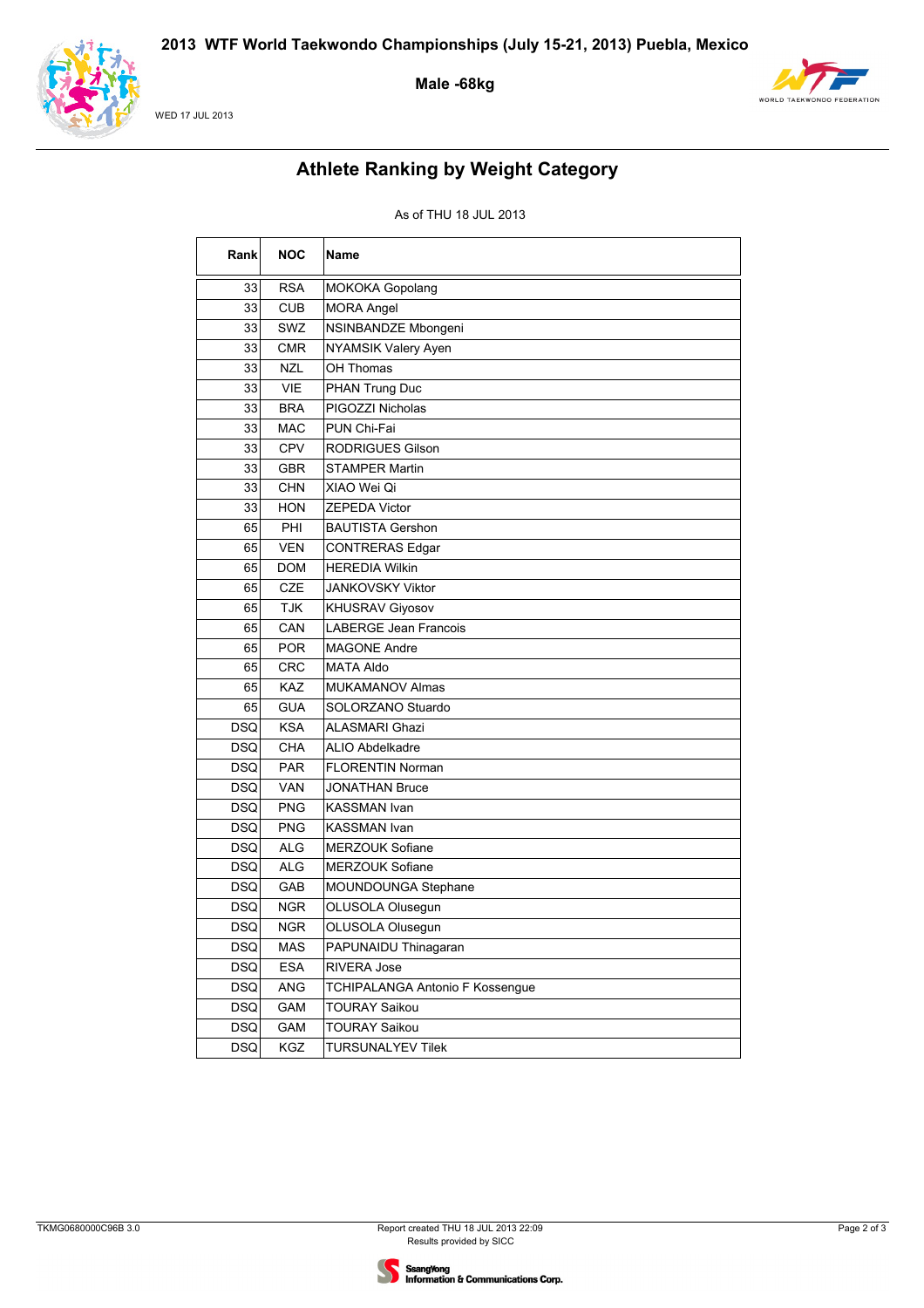# 2013 WTF World Taekwondo Championships (July 15-21, 2013) Puebla, Mexico

**Male -68kg**

WED 17 JUL 2013

## Athlete Ranking by Weight Category

As of THU 18 JUL 2013

| Rank | NOC | Name |
|---|---|---|
| 33 | RSA | MOKOKA Gopolang |
| 33 | CUB | MORA Angel |
| 33 | SWZ | NSINBANDZE Mbongeni |
| 33 | CMR | NYAMSIK Valery Ayen |
| 33 | NZL | OH Thomas |
| 33 | VIE | PHAN Trung Duc |
| 33 | BRA | PIGOZZI Nicholas |
| 33 | MAC | PUN Chi-Fai |
| 33 | CPV | RODRIGUES Gilson |
| 33 | GBR | STAMPER Martin |
| 33 | CHN | XIAO Wei Qi |
| 33 | HON | ZEPEDA Victor |
| 65 | PHI | BAUTISTA Gershon |
| 65 | VEN | CONTRERAS Edgar |
| 65 | DOM | HEREDIA Wilkin |
| 65 | CZE | JANKOVSKY Viktor |
| 65 | TJK | KHUSRAV Giyosov |
| 65 | CAN | LABERGE Jean Francois |
| 65 | POR | MAGONE Andre |
| 65 | CRC | MATA Aldo |
| 65 | KAZ | MUKAMANOV Almas |
| 65 | GUA | SOLORZANO Stuardo |
| DSQ | KSA | ALASMARI Ghazi |
| DSQ | CHA | ALIO Abdelkadre |
| DSQ | PAR | FLORENTIN Norman |
| DSQ | VAN | JONATHAN Bruce |
| DSQ | PNG | KASSMAN Ivan |
| DSQ | PNG | KASSMAN Ivan |
| DSQ | ALG | MERZOUK Sofiane |
| DSQ | ALG | MERZOUK Sofiane |
| DSQ | GAB | MOUNDOUNGA Stephane |
| DSQ | NGR | OLUSOLA Olusegun |
| DSQ | NGR | OLUSOLA Olusegun |
| DSQ | MAS | PAPUNAIDU Thinagaran |
| DSQ | ESA | RIVERA Jose |
| DSQ | ANG | TCHIPALANGA Antonio F Kossengue |
| DSQ | GAM | TOURAY Saikou |
| DSQ | GAM | TOURAY Saikou |
| DSQ | KGZ | TURSUNALYEV Tilek |

TKMG0680000C96B 3.0

Report created THU 18 JUL 2013 22:09
Results provided by SICC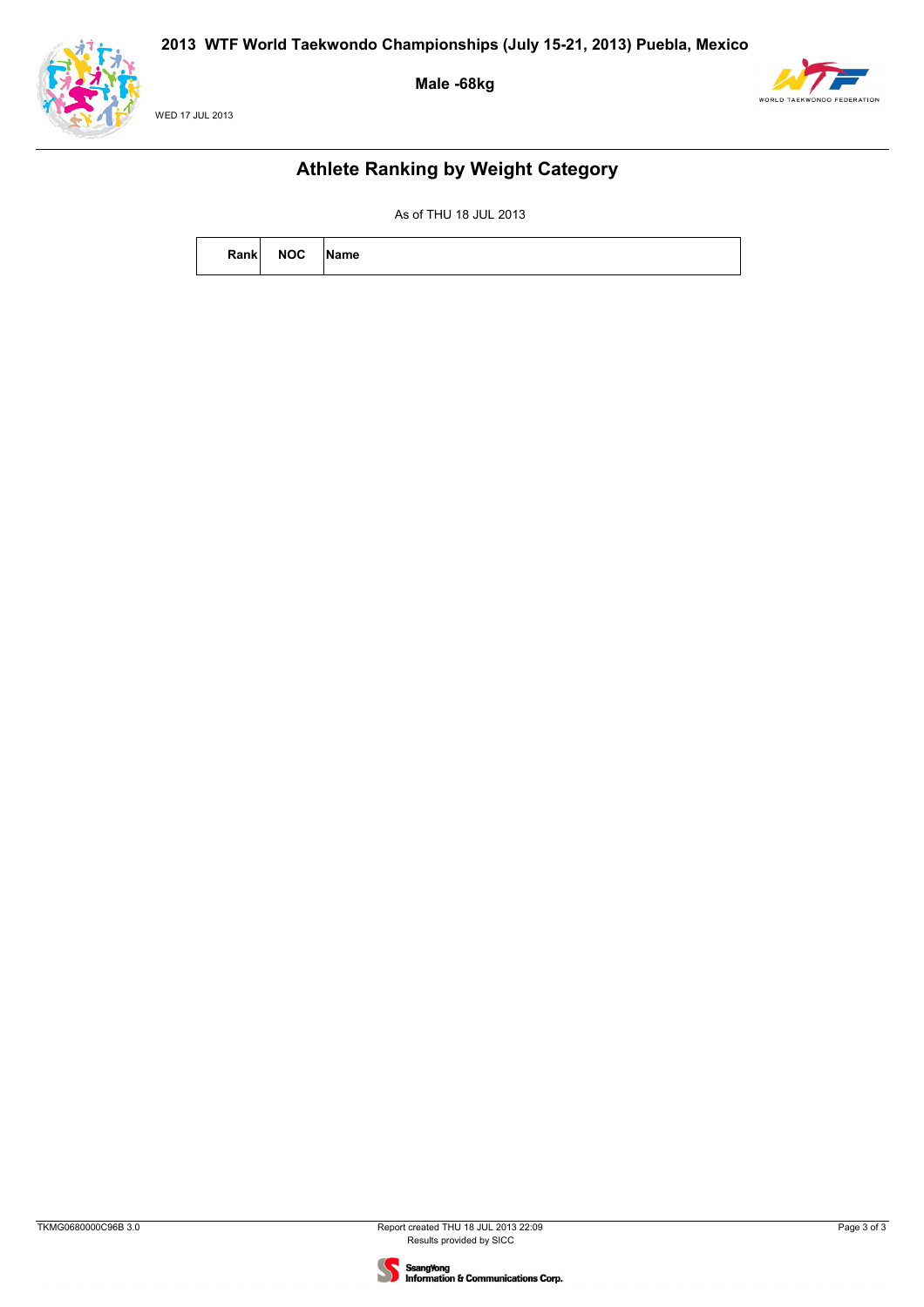# 2013 WTF World Taekwondo Championships (July 15-21, 2013) Puebla, Mexico

**Male -68kg**

WED 17 JUL 2013

## Athlete Ranking by Weight Category

As of THU 18 JUL 2013

| Rank | NOC | Name |
|---|---|---|

TKMG0680000C96B 3.0

Report created THU 18 JUL 2013 22:09
Results provided by SICC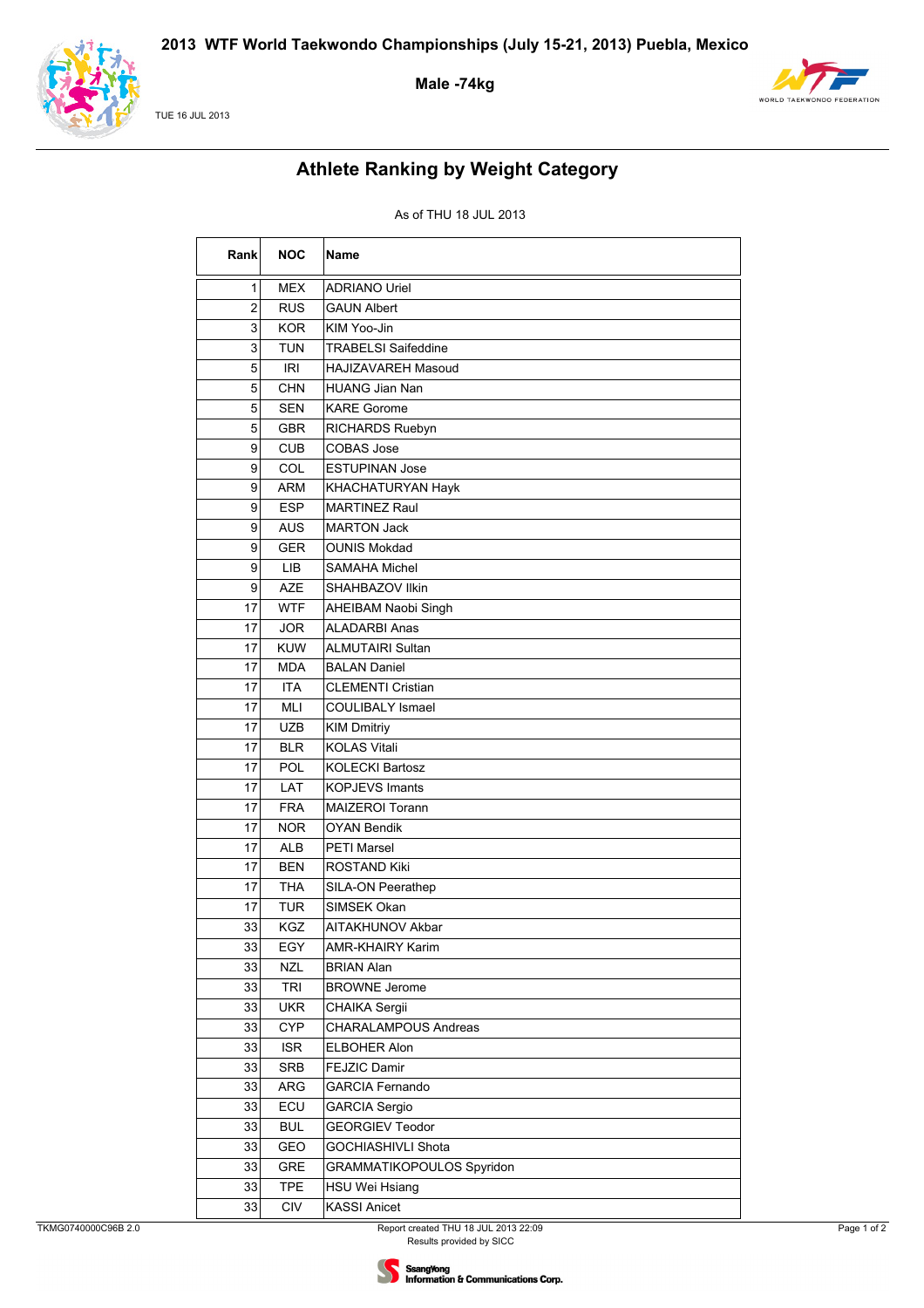# 2013 WTF World Taekwondo Championships (July 15-21, 2013) Puebla, Mexico

**Male -74kg**

TUE 16 JUL 2013

## Athlete Ranking by Weight Category

As of THU 18 JUL 2013

| Rank | NOC | Name |
|---|---|---|
| 1 | MEX | ADRIANO Uriel |
| 2 | RUS | GAUN Albert |
| 3 | KOR | KIM Yoo-Jin |
| 3 | TUN | TRABELSI Saifeddine |
| 5 | IRI | HAJIZAVAREH Masoud |
| 5 | CHN | HUANG Jian Nan |
| 5 | SEN | KARE Gorome |
| 5 | GBR | RICHARDS Ruebyn |
| 9 | CUB | COBAS Jose |
| 9 | COL | ESTUPINAN Jose |
| 9 | ARM | KHACHATURYAN Hayk |
| 9 | ESP | MARTINEZ Raul |
| 9 | AUS | MARTON Jack |
| 9 | GER | OUNIS Mokdad |
| 9 | LIB | SAMAHA Michel |
| 9 | AZE | SHAHBAZOV Ilkin |
| 17 | WTF | AHEIBAM Naobi Singh |
| 17 | JOR | ALADARBI Anas |
| 17 | KUW | ALMUTAIRI Sultan |
| 17 | MDA | BALAN Daniel |
| 17 | ITA | CLEMENTI Cristian |
| 17 | MLI | COULIBALY Ismael |
| 17 | UZB | KIM Dmitriy |
| 17 | BLR | KOLAS Vitali |
| 17 | POL | KOLECKI Bartosz |
| 17 | LAT | KOPJEVS Imants |
| 17 | FRA | MAIZEROI Torann |
| 17 | NOR | OYAN Bendik |
| 17 | ALB | PETI Marsel |
| 17 | BEN | ROSTAND Kiki |
| 17 | THA | SILA-ON Peerathep |
| 17 | TUR | SIMSEK Okan |
| 33 | KGZ | AITAKHUNOV Akbar |
| 33 | EGY | AMR-KHAIRY Karim |
| 33 | NZL | BRIAN Alan |
| 33 | TRI | BROWNE Jerome |
| 33 | UKR | CHAIKA Sergii |
| 33 | CYP | CHARALAMPOUS Andreas |
| 33 | ISR | ELBOHER Alon |
| 33 | SRB | FEJZIC Damir |
| 33 | ARG | GARCIA Fernando |
| 33 | ECU | GARCIA Sergio |
| 33 | BUL | GEORGIEV Teodor |
| 33 | GEO | GOCHIASHVILI Shota |
| 33 | GRE | GRAMMATIKOPOULOS Spyridon |
| 33 | TPE | HSU Wei Hsiang |
| 33 | CIV | KASSI Anicet |

TKMG0740000C96B 2.0

Report created THU 18 JUL 2013 22:09
Results provided by SICC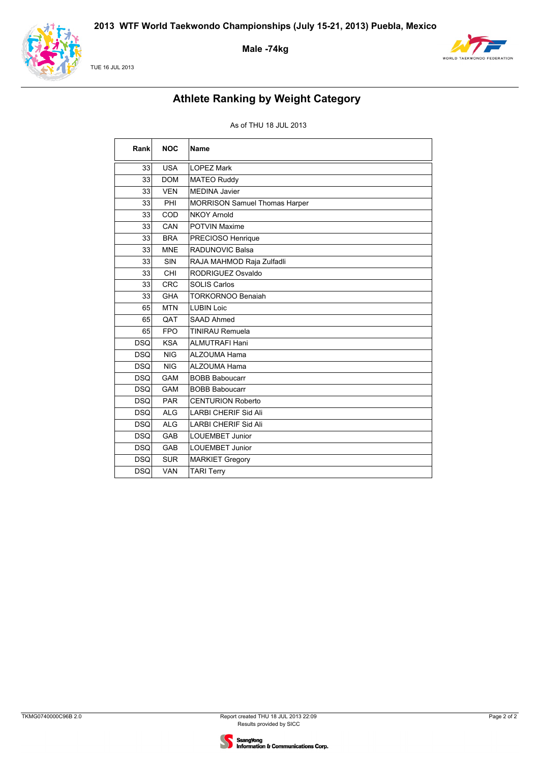# 2013 WTF World Taekwondo Championships (July 15-21, 2013) Puebla, Mexico

## Male -74kg

TUE 16 JUL 2013

## Athlete Ranking by Weight Category

As of THU 18 JUL 2013

| Rank | NOC | Name |
|---|---|---|
| 33 | USA | LOPEZ Mark |
| 33 | DOM | MATEO Ruddy |
| 33 | VEN | MEDINA Javier |
| 33 | PHI | MORRISON Samuel Thomas Harper |
| 33 | COD | NKOY Arnold |
| 33 | CAN | POTVIN Maxime |
| 33 | BRA | PRECIOSO Henrique |
| 33 | MNE | RADUNOVIC Balsa |
| 33 | SIN | RAJA MAHMOD Raja Zulfadli |
| 33 | CHI | RODRIGUEZ Osvaldo |
| 33 | CRC | SOLIS Carlos |
| 33 | GHA | TORKORNOO Benaiah |
| 65 | MTN | LUBIN Loic |
| 65 | QAT | SAAD Ahmed |
| 65 | FPO | TINIRAU Remuela |
| DSQ | KSA | ALMUTRAFI Hani |
| DSQ | NIG | ALZOUMA Hama |
| DSQ | NIG | ALZOUMA Hama |
| DSQ | GAM | BOBB Baboucarr |
| DSQ | GAM | BOBB Baboucarr |
| DSQ | PAR | CENTURION Roberto |
| DSQ | ALG | LARBI CHERIF Sid Ali |
| DSQ | ALG | LARBI CHERIF Sid Ali |
| DSQ | GAB | LOUEMBET Junior |
| DSQ | GAB | LOUEMBET Junior |
| DSQ | SUR | MARKIET Gregory |
| DSQ | VAN | TARI Terry |

TKMG0740000C96B 2.0

Report created THU 18 JUL 2013 22:09
Results provided by SICC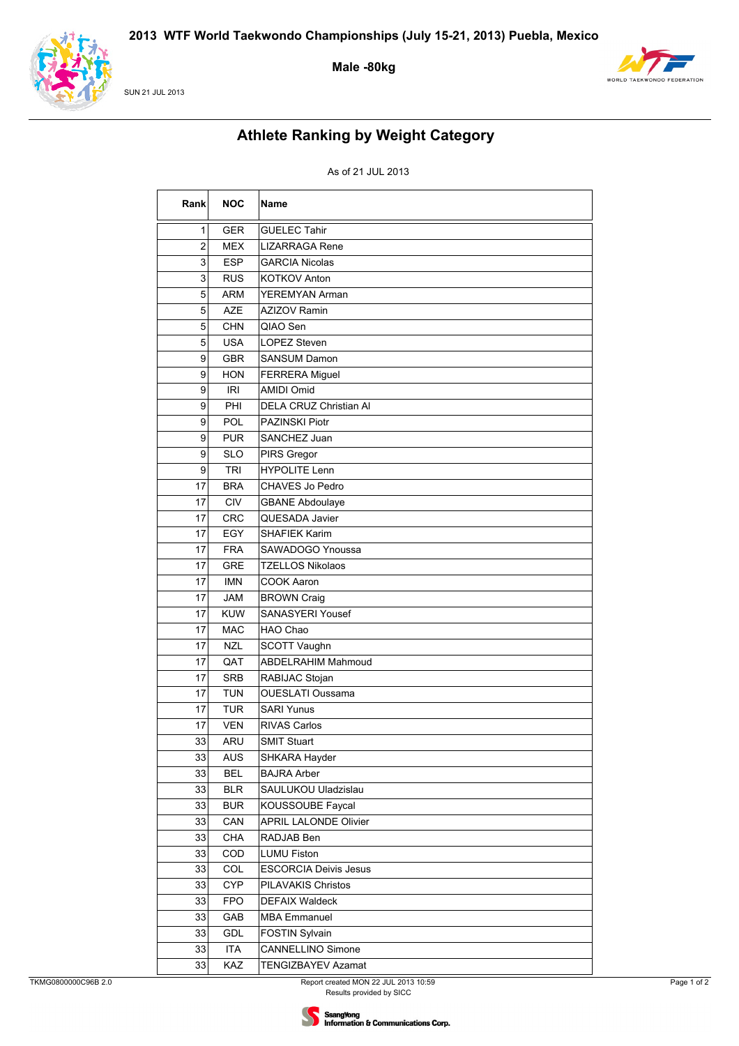# 2013 WTF World Taekwondo Championships (July 15-21, 2013) Puebla, Mexico

**Male -80kg**

SUN 21 JUL 2013

## Athlete Ranking by Weight Category

As of 21 JUL 2013

| Rank | NOC | Name |
|---|---|---|
| 1 | GER | GUELEC Tahir |
| 2 | MEX | LIZARRAGA Rene |
| 3 | ESP | GARCIA Nicolas |
| 3 | RUS | KOTKOV Anton |
| 5 | ARM | YEREMYAN Arman |
| 5 | AZE | AZIZOV Ramin |
| 5 | CHN | QIAO Sen |
| 5 | USA | LOPEZ Steven |
| 9 | GBR | SANSUM Damon |
| 9 | HON | FERRERA Miguel |
| 9 | IRI | AMIDI Omid |
| 9 | PHI | DELA CRUZ Christian Al |
| 9 | POL | PAZINSKI Piotr |
| 9 | PUR | SANCHEZ Juan |
| 9 | SLO | PIRS Gregor |
| 9 | TRI | HYPOLITE Lenn |
| 17 | BRA | CHAVES Jo Pedro |
| 17 | CIV | GBANE Abdoulaye |
| 17 | CRC | QUESADA Javier |
| 17 | EGY | SHAFIEK Karim |
| 17 | FRA | SAWADOGO Ynoussa |
| 17 | GRE | TZELLOS Nikolaos |
| 17 | IMN | COOK Aaron |
| 17 | JAM | BROWN Craig |
| 17 | KUW | SANASYERI Yousef |
| 17 | MAC | HAO Chao |
| 17 | NZL | SCOTT Vaughn |
| 17 | QAT | ABDELRAHIM Mahmoud |
| 17 | SRB | RABIJAC Stojan |
| 17 | TUN | OUESLATI Oussama |
| 17 | TUR | SARI Yunus |
| 17 | VEN | RIVAS Carlos |
| 33 | ARU | SMIT Stuart |
| 33 | AUS | SHKARA Hayder |
| 33 | BEL | BAJRA Arber |
| 33 | BLR | SAULUKOU Uladzislau |
| 33 | BUR | KOUSSOUBE Faycal |
| 33 | CAN | APRIL LALONDE Olivier |
| 33 | CHA | RADJAB Ben |
| 33 | COD | LUMU Fiston |
| 33 | COL | ESCORCIA Deivis Jesus |
| 33 | CYP | PILAVAKIS Christos |
| 33 | FPO | DEFAIX Waldeck |
| 33 | GAB | MBA Emmanuel |
| 33 | GDL | FOSTIN Sylvain |
| 33 | ITA | CANNELLINO Simone |
| 33 | KAZ | TENGIZBAYEV Azamat |

TKMG0800000C96B 2.0 — Report created MON 22 JUL 2013 10:59 — Results provided by SICC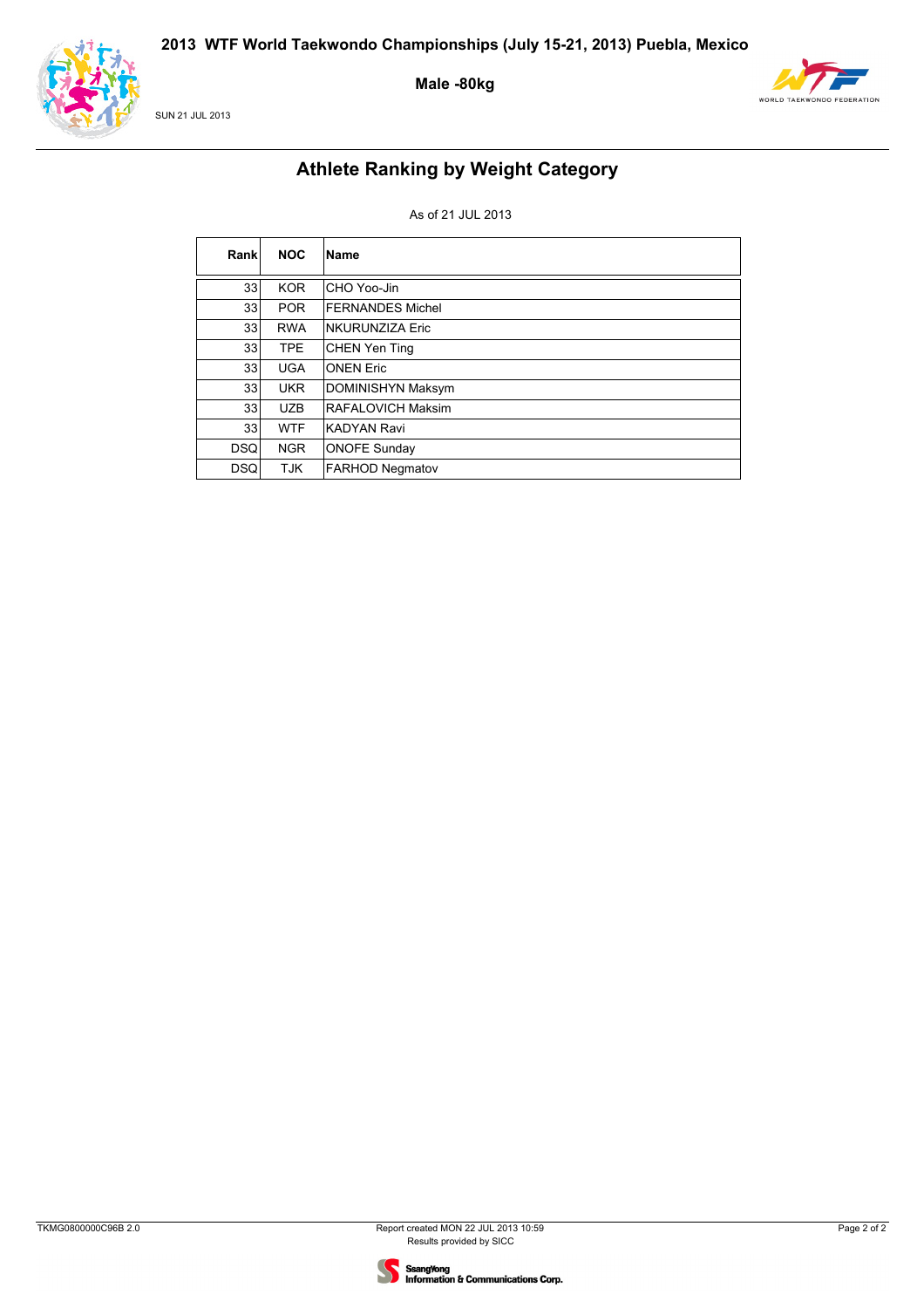2013 WTF World Taekwondo Championships (July 15-21, 2013) Puebla, Mexico

Male -80kg

SUN 21 JUL 2013

## Athlete Ranking by Weight Category

As of 21 JUL 2013

| Rank | NOC | Name |
|---|---|---|
| 33 | KOR | CHO Yoo-Jin |
| 33 | POR | FERNANDES Michel |
| 33 | RWA | NKURUNZIZA Eric |
| 33 | TPE | CHEN Yen Ting |
| 33 | UGA | ONEN Eric |
| 33 | UKR | DOMINISHYN Maksym |
| 33 | UZB | RAFALOVICH Maksim |
| 33 | WTF | KADYAN Ravi |
| DSQ | NGR | ONOFE Sunday |
| DSQ | TJK | FARHOD Negmatov |

TKMG0800000C96B 2.0

Report created MON 22 JUL 2013 10:59
Results provided by SICC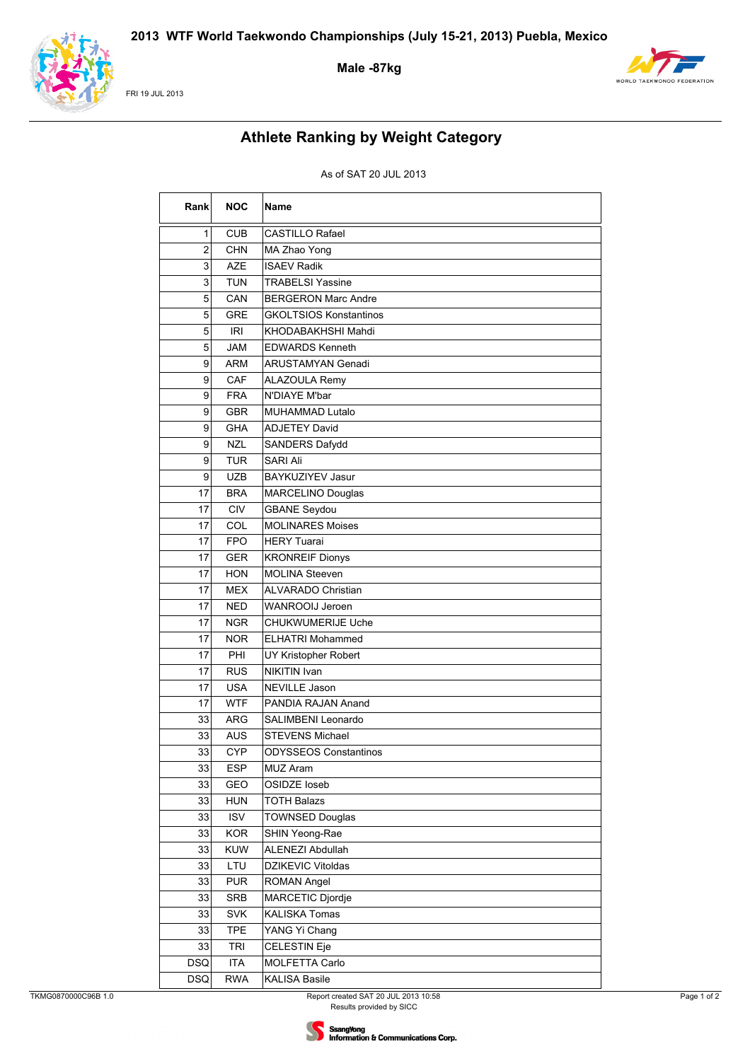# 2013 WTF World Taekwondo Championships (July 15-21, 2013) Puebla, Mexico

**Male -87kg**

FRI 19 JUL 2013

## Athlete Ranking by Weight Category

As of SAT 20 JUL 2013

| Rank | NOC | Name |
|---|---|---|
| 1 | CUB | CASTILLO Rafael |
| 2 | CHN | MA Zhao Yong |
| 3 | AZE | ISAEV Radik |
| 3 | TUN | TRABELSI Yassine |
| 5 | CAN | BERGERON Marc Andre |
| 5 | GRE | GKOLTSIOS Konstantinos |
| 5 | IRI | KHODABAKHSHI Mahdi |
| 5 | JAM | EDWARDS Kenneth |
| 9 | ARM | ARUSTAMYAN Genadi |
| 9 | CAF | ALAZOULA Remy |
| 9 | FRA | N'DIAYE M'bar |
| 9 | GBR | MUHAMMAD Lutalo |
| 9 | GHA | ADJETEY David |
| 9 | NZL | SANDERS Dafydd |
| 9 | TUR | SARI Ali |
| 9 | UZB | BAYKUZIYEV Jasur |
| 17 | BRA | MARCELINO Douglas |
| 17 | CIV | GBANE Seydou |
| 17 | COL | MOLINARES Moises |
| 17 | FPO | HERY Tuarai |
| 17 | GER | KRONREIF Dionys |
| 17 | HON | MOLINA Steeven |
| 17 | MEX | ALVARADO Christian |
| 17 | NED | WANROOIJ Jeroen |
| 17 | NGR | CHUKWUMERIJE Uche |
| 17 | NOR | ELHATRI Mohammed |
| 17 | PHI | UY Kristopher Robert |
| 17 | RUS | NIKITIN Ivan |
| 17 | USA | NEVILLE Jason |
| 17 | WTF | PANDIA RAJAN Anand |
| 33 | ARG | SALIMBENI Leonardo |
| 33 | AUS | STEVENS Michael |
| 33 | CYP | ODYSSEOS Constantinos |
| 33 | ESP | MUZ Aram |
| 33 | GEO | OSIDZE Ioseb |
| 33 | HUN | TOTH Balazs |
| 33 | ISV | TOWNSED Douglas |
| 33 | KOR | SHIN Yeong-Rae |
| 33 | KUW | ALENEZI Abdullah |
| 33 | LTU | DZIKEVIC Vitoldas |
| 33 | PUR | ROMAN Angel |
| 33 | SRB | MARCETIC Djordje |
| 33 | SVK | KALISKA Tomas |
| 33 | TPE | YANG Yi Chang |
| 33 | TRI | CELESTIN Eje |
| DSQ | ITA | MOLFETTA Carlo |
| DSQ | RWA | KALISA Basile |

TKMG0870000C96B 1.0

Report created SAT 20 JUL 2013 10:58
Results provided by SICC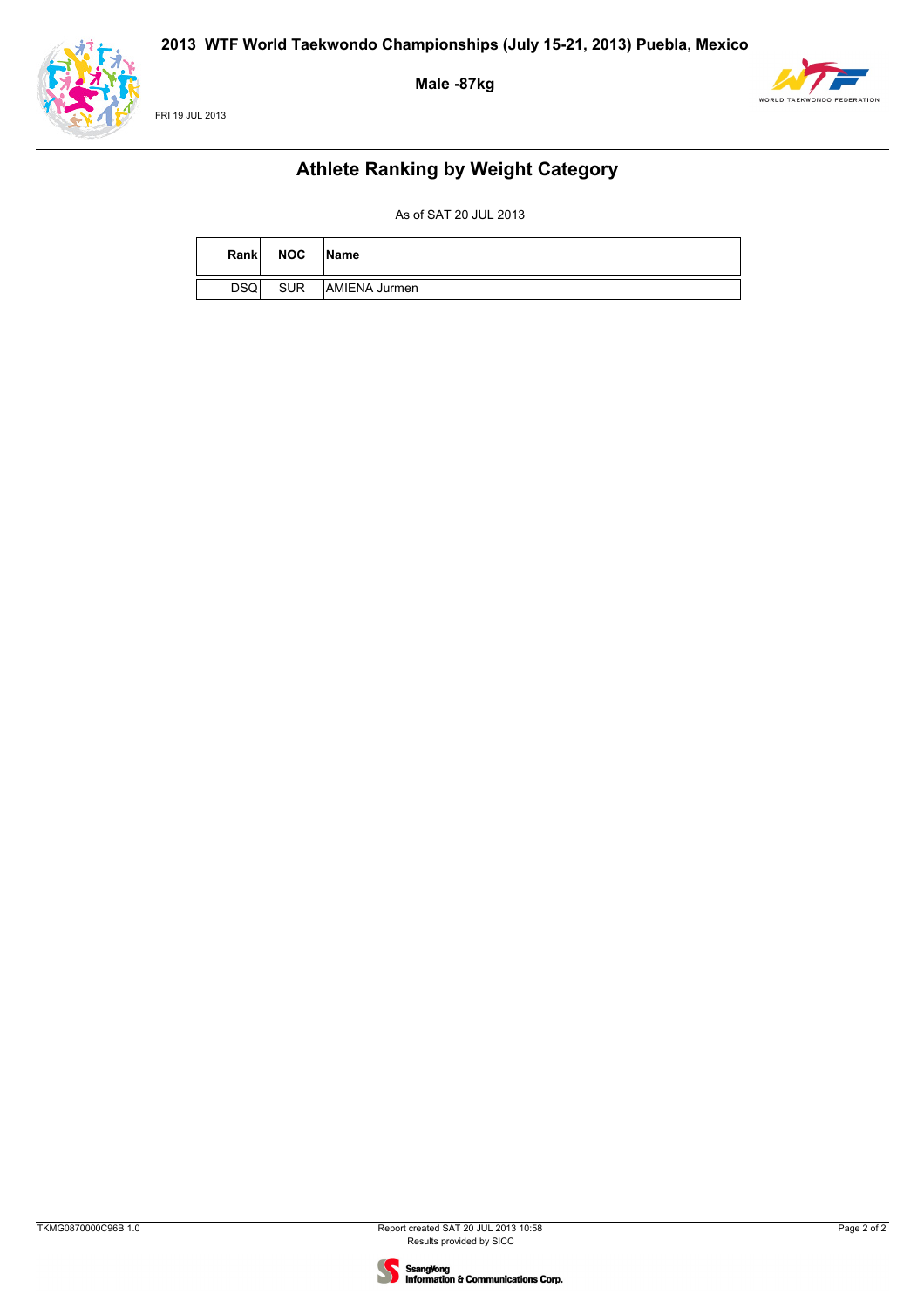# 2013 WTF World Taekwondo Championships (July 15-21, 2013) Puebla, Mexico

**Male -87kg**

FRI 19 JUL 2013

## Athlete Ranking by Weight Category

As of SAT 20 JUL 2013

| Rank | NOC | Name |
|---|---|---|
| DSQ | SUR | AMIENA Jurmen |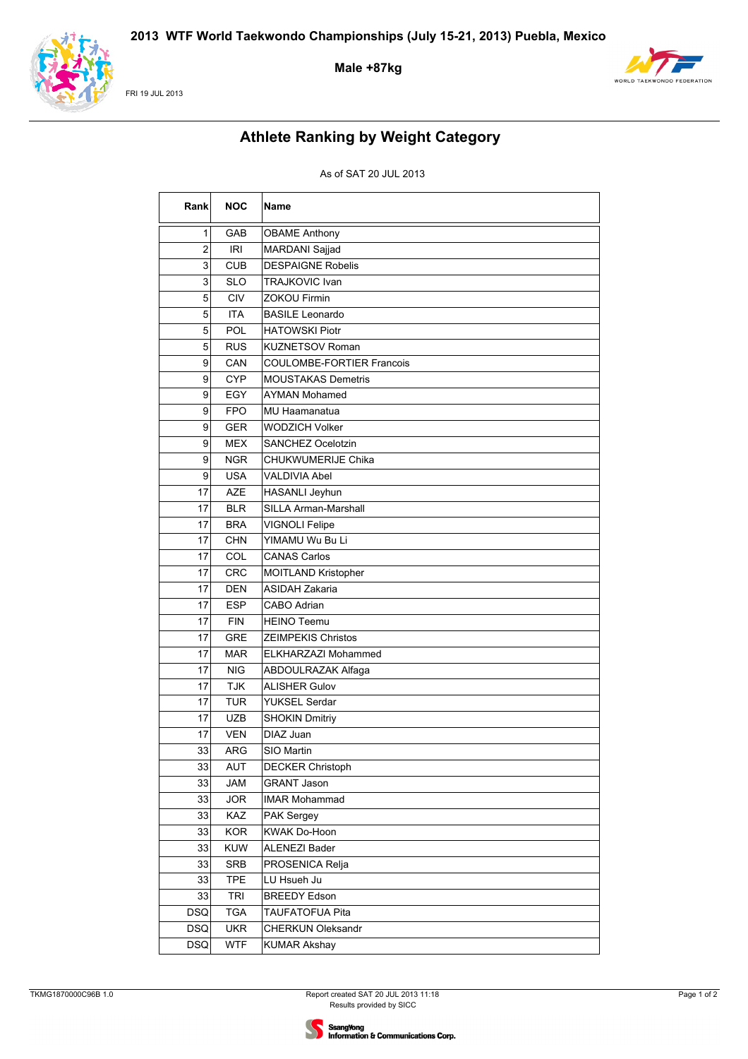# 2013 WTF World Taekwondo Championships (July 15-21, 2013) Puebla, Mexico

**Male +87kg**

FRI 19 JUL 2013

## Athlete Ranking by Weight Category

As of SAT 20 JUL 2013

| Rank | NOC | Name |
|---|---|---|
| 1 | GAB | OBAME Anthony |
| 2 | IRI | MARDANI Sajjad |
| 3 | CUB | DESPAIGNE Robelis |
| 3 | SLO | TRAJKOVIC Ivan |
| 5 | CIV | ZOKOU Firmin |
| 5 | ITA | BASILE Leonardo |
| 5 | POL | HATOWSKI Piotr |
| 5 | RUS | KUZNETSOV Roman |
| 9 | CAN | COULOMBE-FORTIER Francois |
| 9 | CYP | MOUSTAKAS Demetris |
| 9 | EGY | AYMAN Mohamed |
| 9 | FPO | MU Haamanatua |
| 9 | GER | WODZICH Volker |
| 9 | MEX | SANCHEZ Ocelotzin |
| 9 | NGR | CHUKWUMERIJE Chika |
| 9 | USA | VALDIVIA Abel |
| 17 | AZE | HASANLI Jeyhun |
| 17 | BLR | SILLA Arman-Marshall |
| 17 | BRA | VIGNOLI Felipe |
| 17 | CHN | YIMAMU Wu Bu Li |
| 17 | COL | CANAS Carlos |
| 17 | CRC | MOITLAND Kristopher |
| 17 | DEN | ASIDAH Zakaria |
| 17 | ESP | CABO Adrian |
| 17 | FIN | HEINO Teemu |
| 17 | GRE | ZEIMPEKIS Christos |
| 17 | MAR | ELKHARZAZI Mohammed |
| 17 | NIG | ABDOULRAZAK Alfaga |
| 17 | TJK | ALISHER Gulov |
| 17 | TUR | YUKSEL Serdar |
| 17 | UZB | SHOKIN Dmitriy |
| 17 | VEN | DIAZ Juan |
| 33 | ARG | SIO Martin |
| 33 | AUT | DECKER Christoph |
| 33 | JAM | GRANT Jason |
| 33 | JOR | IMAR Mohammad |
| 33 | KAZ | PAK Sergey |
| 33 | KOR | KWAK Do-Hoon |
| 33 | KUW | ALENEZI Bader |
| 33 | SRB | PROSENICA Relja |
| 33 | TPE | LU Hsueh Ju |
| 33 | TRI | BREEDY Edson |
| DSQ | TGA | TAUFATOFUA Pita |
| DSQ | UKR | CHERKUN Oleksandr |
| DSQ | WTF | KUMAR Akshay |

TKMG1870000C96B 1.0

Report created SAT 20 JUL 2013 11:18
Results provided by SICC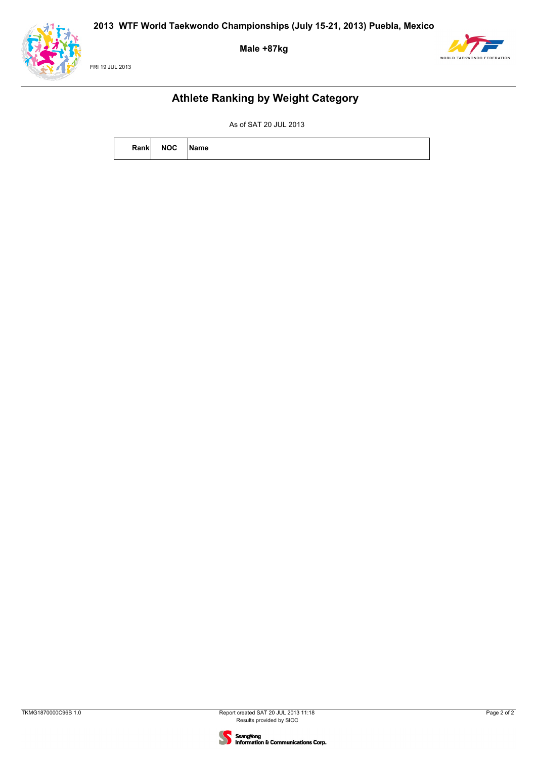# 2013 WTF World Taekwondo Championships (July 15-21, 2013) Puebla, Mexico

**Male +87kg**

FRI 19 JUL 2013

## Athlete Ranking by Weight Category

As of SAT 20 JUL 2013

| Rank | NOC | Name |
|---|---|---|

TKMG1870000C96B 1.0

Report created SAT 20 JUL 2013 11:18
Results provided by SICC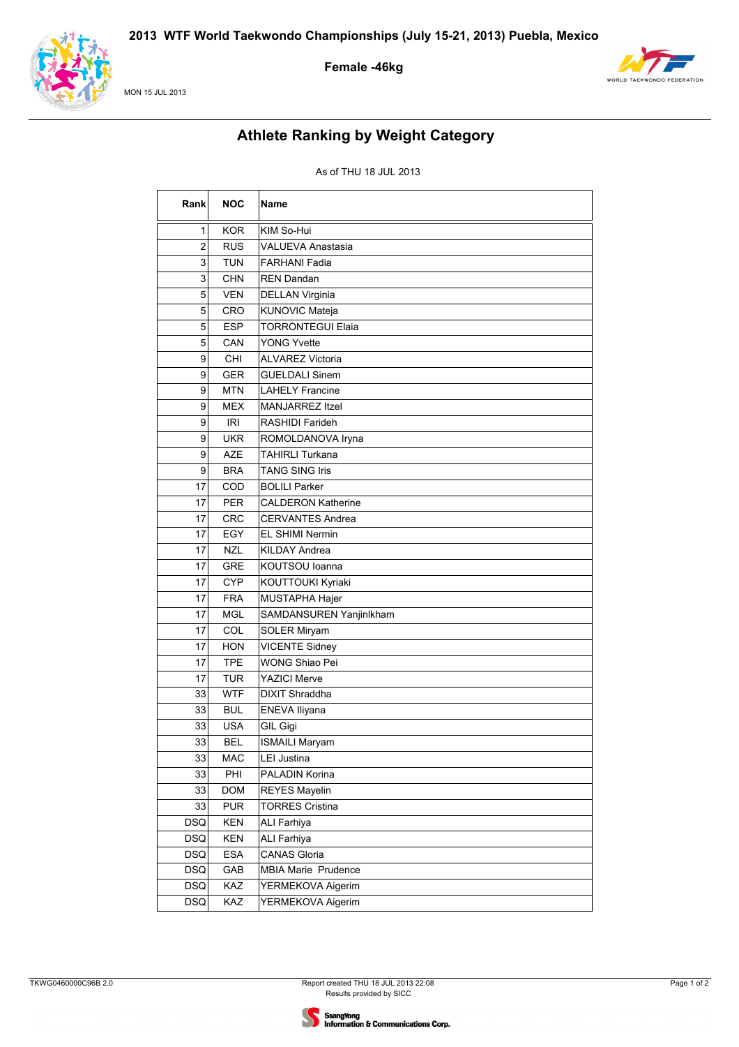# 2013 WTF World Taekwondo Championships (July 15-21, 2013) Puebla, Mexico

**Female -46kg**

MON 15 JUL 2013

## Athlete Ranking by Weight Category

As of THU 18 JUL 2013

| Rank | NOC | Name |
|---|---|---|
| 1 | KOR | KIM So-Hui |
| 2 | RUS | VALUEVA Anastasia |
| 3 | TUN | FARHANI Fadia |
| 3 | CHN | REN Dandan |
| 5 | VEN | DELLAN Virginia |
| 5 | CRO | KUNOVIC Mateja |
| 5 | ESP | TORRONTEGUI Elaia |
| 5 | CAN | YONG Yvette |
| 9 | CHI | ALVAREZ Victoria |
| 9 | GER | GUELDALI Sinem |
| 9 | MTN | LAHELY Francine |
| 9 | MEX | MANJARREZ Itzel |
| 9 | IRI | RASHIDI Farideh |
| 9 | UKR | ROMOLDANOVA Iryna |
| 9 | AZE | TAHIRLI Turkana |
| 9 | BRA | TANG SING Iris |
| 17 | COD | BOLILI Parker |
| 17 | PER | CALDERON Katherine |
| 17 | CRC | CERVANTES Andrea |
| 17 | EGY | EL SHIMI Nermin |
| 17 | NZL | KILDAY Andrea |
| 17 | GRE | KOUTSOU Ioanna |
| 17 | CYP | KOUTTOUKI Kyriaki |
| 17 | FRA | MUSTAPHA Hajer |
| 17 | MGL | SAMDANSUREN Yanjinlkham |
| 17 | COL | SOLER Miryam |
| 17 | HON | VICENTE Sidney |
| 17 | TPE | WONG Shiao Pei |
| 17 | TUR | YAZICI Merve |
| 33 | WTF | DIXIT Shraddha |
| 33 | BUL | ENEVA Iliyana |
| 33 | USA | GIL Gigi |
| 33 | BEL | ISMAILI Maryam |
| 33 | MAC | LEI Justina |
| 33 | PHI | PALADIN Korina |
| 33 | DOM | REYES Mayelin |
| 33 | PUR | TORRES Cristina |
| DSQ | KEN | ALI Farhiya |
| DSQ | KEN | ALI Farhiya |
| DSQ | ESA | CANAS Gloria |
| DSQ | GAB | MBIA Marie Prudence |
| DSQ | KAZ | YERMEKOVA Aigerim |
| DSQ | KAZ | YERMEKOVA Aigerim |

TKWG0460000C96B 2.0

Report created THU 18 JUL 2013 22:08
Results provided by SICC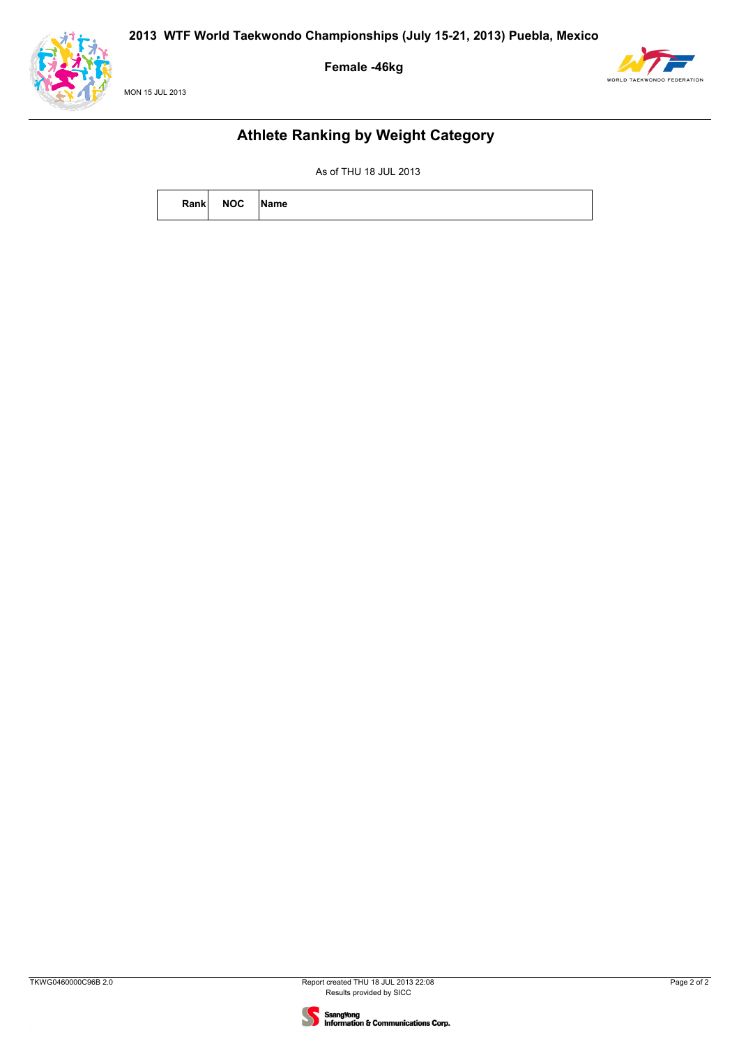# 2013 WTF World Taekwondo Championships (July 15-21, 2013) Puebla, Mexico

**Female -46kg**

MON 15 JUL 2013

## Athlete Ranking by Weight Category

As of THU 18 JUL 2013

| Rank | NOC | Name |
|---|---|---|

TKWG0460000C96B 2.0

Report created THU 18 JUL 2013 22:08
Results provided by SICC

SsangYong Information & Communications Corp.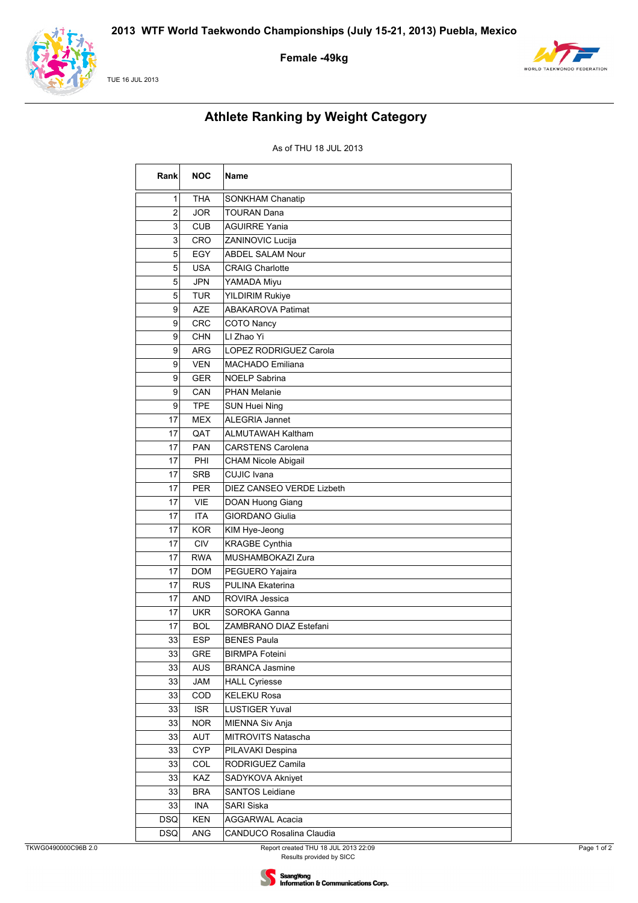# 2013 WTF World Taekwondo Championships (July 15-21, 2013) Puebla, Mexico

**Female -49kg**

TUE 16 JUL 2013

## Athlete Ranking by Weight Category

As of THU 18 JUL 2013

| Rank | NOC | Name |
|---|---|---|
| 1 | THA | SONKHAM Chanatip |
| 2 | JOR | TOURAN Dana |
| 3 | CUB | AGUIRRE Yania |
| 3 | CRO | ZANINOVIC Lucija |
| 5 | EGY | ABDEL SALAM Nour |
| 5 | USA | CRAIG Charlotte |
| 5 | JPN | YAMADA Miyu |
| 5 | TUR | YILDIRIM Rukiye |
| 9 | AZE | ABAKAROVA Patimat |
| 9 | CRC | COTO Nancy |
| 9 | CHN | LI Zhao Yi |
| 9 | ARG | LOPEZ RODRIGUEZ Carola |
| 9 | VEN | MACHADO Emiliana |
| 9 | GER | NOELP Sabrina |
| 9 | CAN | PHAN Melanie |
| 9 | TPE | SUN Huei Ning |
| 17 | MEX | ALEGRIA Jannet |
| 17 | QAT | ALMUTAWAH Kaltham |
| 17 | PAN | CARSTENS Carolena |
| 17 | PHI | CHAM Nicole Abigail |
| 17 | SRB | CUJIC Ivana |
| 17 | PER | DIEZ CANSEO VERDE Lizbeth |
| 17 | VIE | DOAN Huong Giang |
| 17 | ITA | GIORDANO Giulia |
| 17 | KOR | KIM Hye-Jeong |
| 17 | CIV | KRAGBE Cynthia |
| 17 | RWA | MUSHAMBOKAZI Zura |
| 17 | DOM | PEGUERO Yajaira |
| 17 | RUS | PULINA Ekaterina |
| 17 | AND | ROVIRA Jessica |
| 17 | UKR | SOROKA Ganna |
| 17 | BOL | ZAMBRANO DIAZ Estefani |
| 33 | ESP | BENES Paula |
| 33 | GRE | BIRMPA Foteini |
| 33 | AUS | BRANCA Jasmine |
| 33 | JAM | HALL Cyriesse |
| 33 | COD | KELEKU Rosa |
| 33 | ISR | LUSTIGER Yuval |
| 33 | NOR | MIENNA Siv Anja |
| 33 | AUT | MITROVITS Natascha |
| 33 | CYP | PILAVAKI Despina |
| 33 | COL | RODRIGUEZ Camila |
| 33 | KAZ | SADYKOVA Akniyet |
| 33 | BRA | SANTOS Leidiane |
| 33 | INA | SARI Siska |
| DSQ | KEN | AGGARWAL Acacia |
| DSQ | ANG | CANDUCO Rosalina Claudia |

TKWG0490000C96B 2.0 — Report created THU 18 JUL 2013 22:09 — Results provided by SICC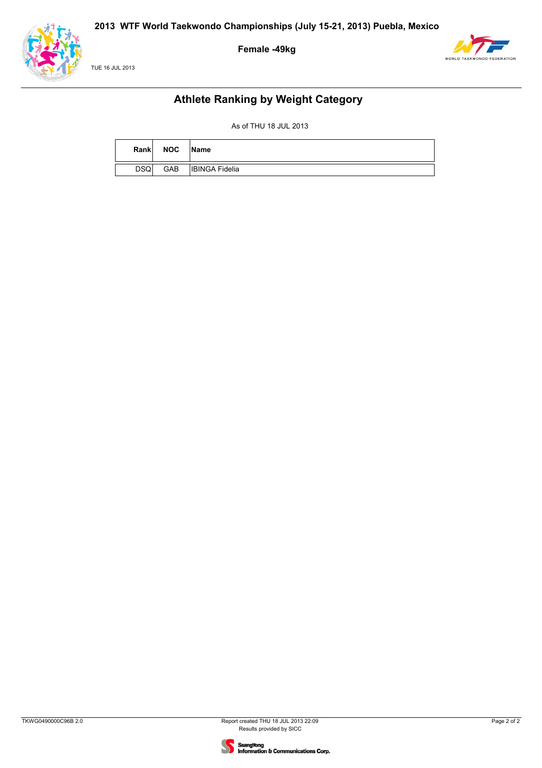# 2013 WTF World Taekwondo Championships (July 15-21, 2013) Puebla, Mexico

**Female -49kg**

TUE 16 JUL 2013

## Athlete Ranking by Weight Category

As of THU 18 JUL 2013

| Rank | NOC | Name |
| --- | --- | --- |
| DSQ | GAB | IBINGA Fidelia |

TKWG0490000C96B 2.0

Report created THU 18 JUL 2013 22:09
Results provided by SICC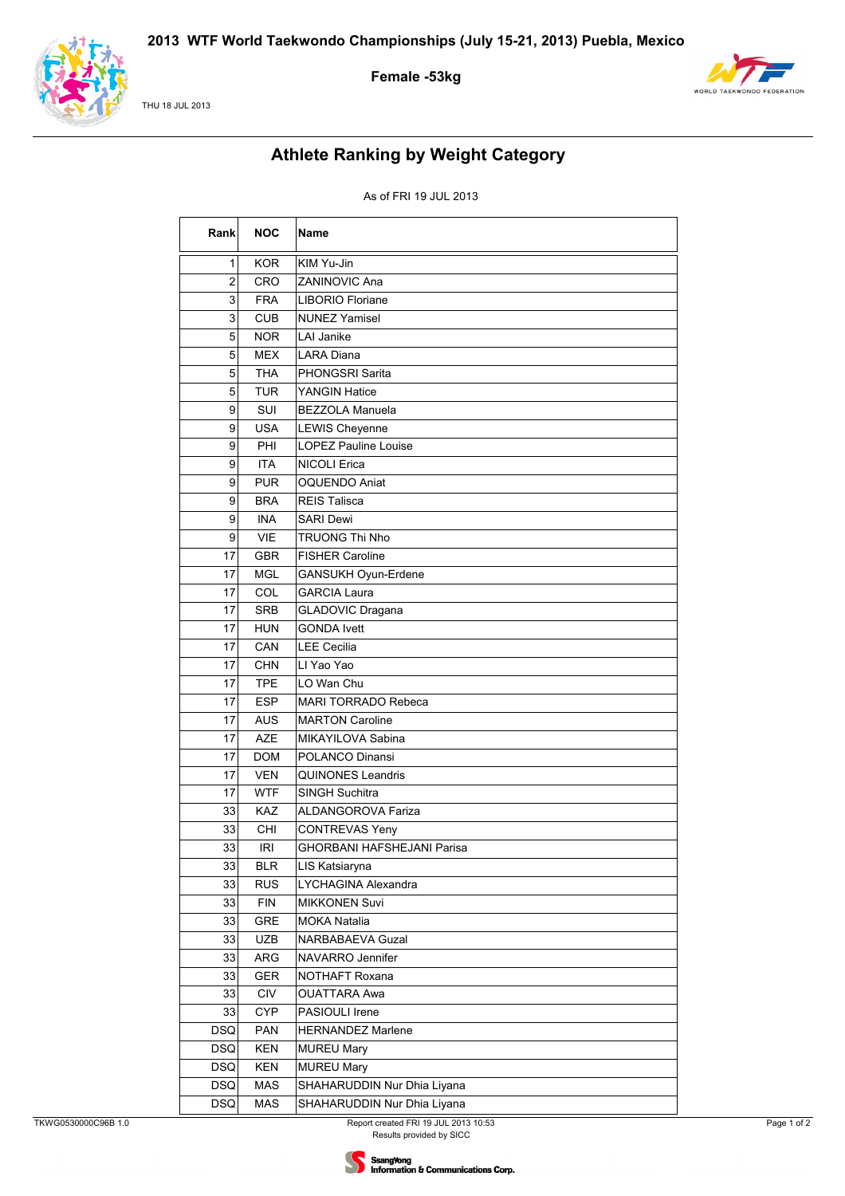# 2013 WTF World Taekwondo Championships (July 15-21, 2013) Puebla, Mexico

**Female -53kg**

THU 18 JUL 2013

## Athlete Ranking by Weight Category

As of FRI 19 JUL 2013

| Rank | NOC | Name |
|---|---|---|
| 1 | KOR | KIM Yu-Jin |
| 2 | CRO | ZANINOVIC Ana |
| 3 | FRA | LIBORIO Floriane |
| 3 | CUB | NUNEZ Yamisel |
| 5 | NOR | LAI Janike |
| 5 | MEX | LARA Diana |
| 5 | THA | PHONGSRI Sarita |
| 5 | TUR | YANGIN Hatice |
| 9 | SUI | BEZZOLA Manuela |
| 9 | USA | LEWIS Cheyenne |
| 9 | PHI | LOPEZ Pauline Louise |
| 9 | ITA | NICOLI Erica |
| 9 | PUR | OQUENDO Aniat |
| 9 | BRA | REIS Talisca |
| 9 | INA | SARI Dewi |
| 9 | VIE | TRUONG Thi Nho |
| 17 | GBR | FISHER Caroline |
| 17 | MGL | GANSUKH Oyun-Erdene |
| 17 | COL | GARCIA Laura |
| 17 | SRB | GLADOVIC Dragana |
| 17 | HUN | GONDA Ivett |
| 17 | CAN | LEE Cecilia |
| 17 | CHN | LI Yao Yao |
| 17 | TPE | LO Wan Chu |
| 17 | ESP | MARI TORRADO Rebeca |
| 17 | AUS | MARTON Caroline |
| 17 | AZE | MIKAYILOVA Sabina |
| 17 | DOM | POLANCO Dinansi |
| 17 | VEN | QUINONES Leandris |
| 17 | WTF | SINGH Suchitra |
| 33 | KAZ | ALDANGOROVA Fariza |
| 33 | CHI | CONTREVAS Yeny |
| 33 | IRI | GHORBANI HAFSHEJANI Parisa |
| 33 | BLR | LIS Katsiaryna |
| 33 | RUS | LYCHAGINA Alexandra |
| 33 | FIN | MIKKONEN Suvi |
| 33 | GRE | MOKA Natalia |
| 33 | UZB | NARBABAEVA Guzal |
| 33 | ARG | NAVARRO Jennifer |
| 33 | GER | NOTHAFT Roxana |
| 33 | CIV | OUATTARA Awa |
| 33 | CYP | PASIOULI Irene |
| DSQ | PAN | HERNANDEZ Marlene |
| DSQ | KEN | MUREU Mary |
| DSQ | KEN | MUREU Mary |
| DSQ | MAS | SHAHARUDDIN Nur Dhia Liyana |
| DSQ | MAS | SHAHARUDDIN Nur Dhia Liyana |

TKWG0530000C96B 1.0

Report created FRI 19 JUL 2013 10:53
Results provided by SICC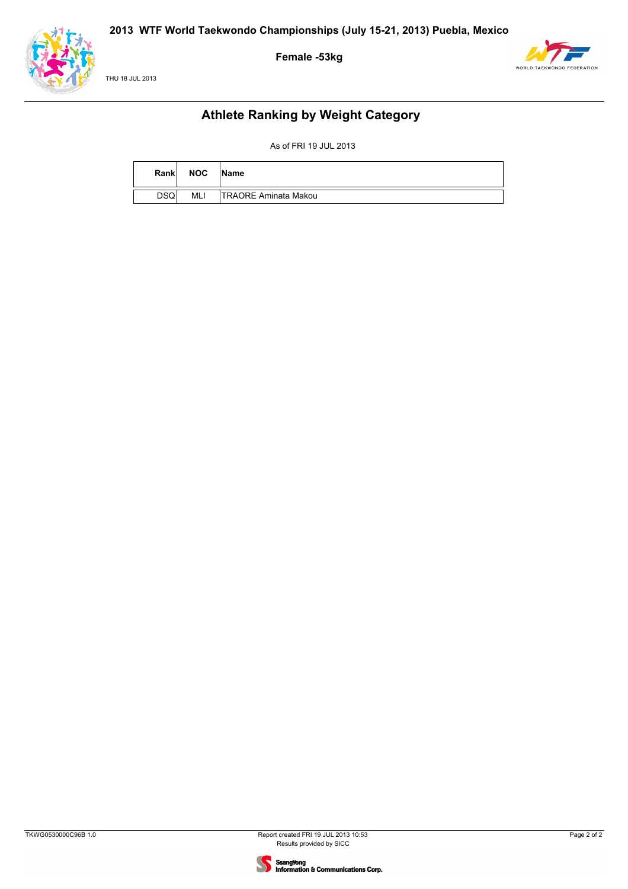# 2013 WTF World Taekwondo Championships (July 15-21, 2013) Puebla, Mexico

**Female -53kg**

THU 18 JUL 2013

## Athlete Ranking by Weight Category

As of FRI 19 JUL 2013

| Rank | NOC | Name |
|---|---|---|
| DSQ | MLI | TRAORE Aminata Makou |

TKWG0530000C96B 1.0

Report created FRI 19 JUL 2013 10:53
Results provided by SICC

SsangYong Information & Communications Corp.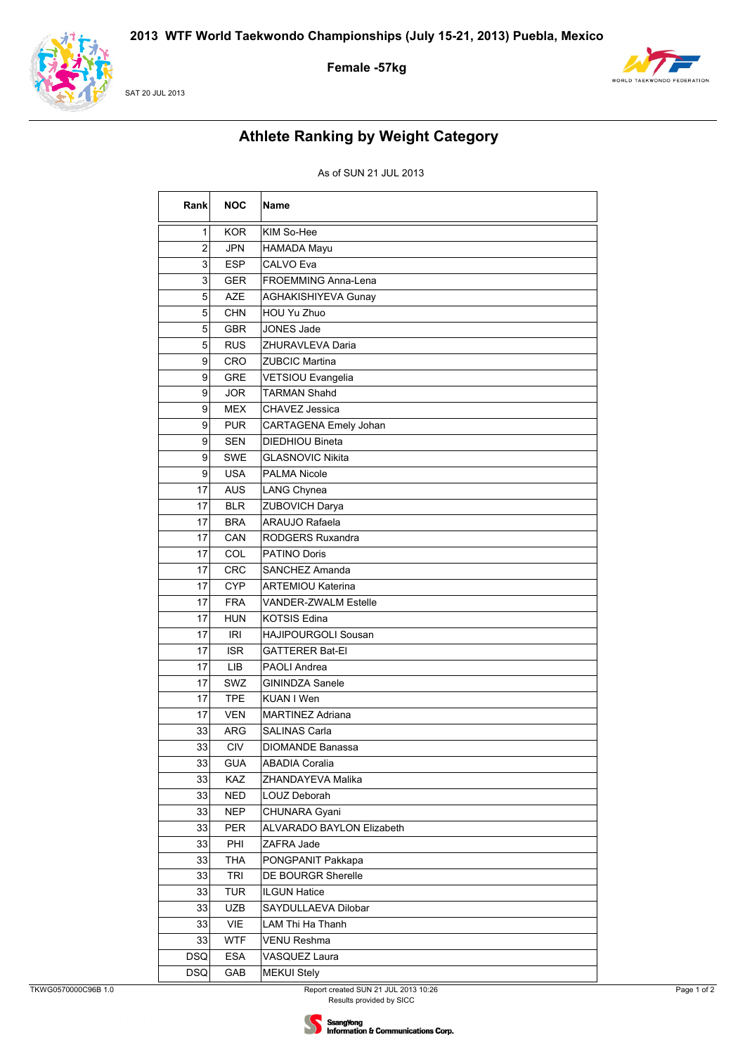# 2013 WTF World Taekwondo Championships (July 15-21, 2013) Puebla, Mexico

## Female -57kg

SAT 20 JUL 2013

## Athlete Ranking by Weight Category

As of SUN 21 JUL 2013

| Rank | NOC | Name |
|---|---|---|
| 1 | KOR | KIM So-Hee |
| 2 | JPN | HAMADA Mayu |
| 3 | ESP | CALVO Eva |
| 3 | GER | FROEMMING Anna-Lena |
| 5 | AZE | AGHAKISHIYEVA Gunay |
| 5 | CHN | HOU Yu Zhuo |
| 5 | GBR | JONES Jade |
| 5 | RUS | ZHURAVLEVA Daria |
| 9 | CRO | ZUBCIC Martina |
| 9 | GRE | VETSIOU Evangelia |
| 9 | JOR | TARMAN Shahd |
| 9 | MEX | CHAVEZ Jessica |
| 9 | PUR | CARTAGENA Emely Johan |
| 9 | SEN | DIEDHIOU Bineta |
| 9 | SWE | GLASNOVIC Nikita |
| 9 | USA | PALMA Nicole |
| 17 | AUS | LANG Chynea |
| 17 | BLR | ZUBOVICH Darya |
| 17 | BRA | ARAUJO Rafaela |
| 17 | CAN | RODGERS Ruxandra |
| 17 | COL | PATINO Doris |
| 17 | CRC | SANCHEZ Amanda |
| 17 | CYP | ARTEMIOU Katerina |
| 17 | FRA | VANDER-ZWALM Estelle |
| 17 | HUN | KOTSIS Edina |
| 17 | IRI | HAJIPOURGOLI Sousan |
| 17 | ISR | GATTERER Bat-El |
| 17 | LIB | PAOLI Andrea |
| 17 | SWZ | GININDZA Sanele |
| 17 | TPE | KUAN I Wen |
| 17 | VEN | MARTINEZ Adriana |
| 33 | ARG | SALINAS Carla |
| 33 | CIV | DIOMANDE Banassa |
| 33 | GUA | ABADIA Coralia |
| 33 | KAZ | ZHANDAYEVA Malika |
| 33 | NED | LOUZ Deborah |
| 33 | NEP | CHUNARA Gyani |
| 33 | PER | ALVARADO BAYLON Elizabeth |
| 33 | PHI | ZAFRA Jade |
| 33 | THA | PONGPANIT Pakkapa |
| 33 | TRI | DE BOURGR Sherelle |
| 33 | TUR | ILGUN Hatice |
| 33 | UZB | SAYDULLAEVA Dilobar |
| 33 | VIE | LAM Thi Ha Thanh |
| 33 | WTF | VENU Reshma |
| DSQ | ESA | VASQUEZ Laura |
| DSQ | GAB | MEKUI Stely |

TKWG0570000C96B 1.0

Report created SUN 21 JUL 2013 10:26
Results provided by SICC

SsangYong Information & Communications Corp.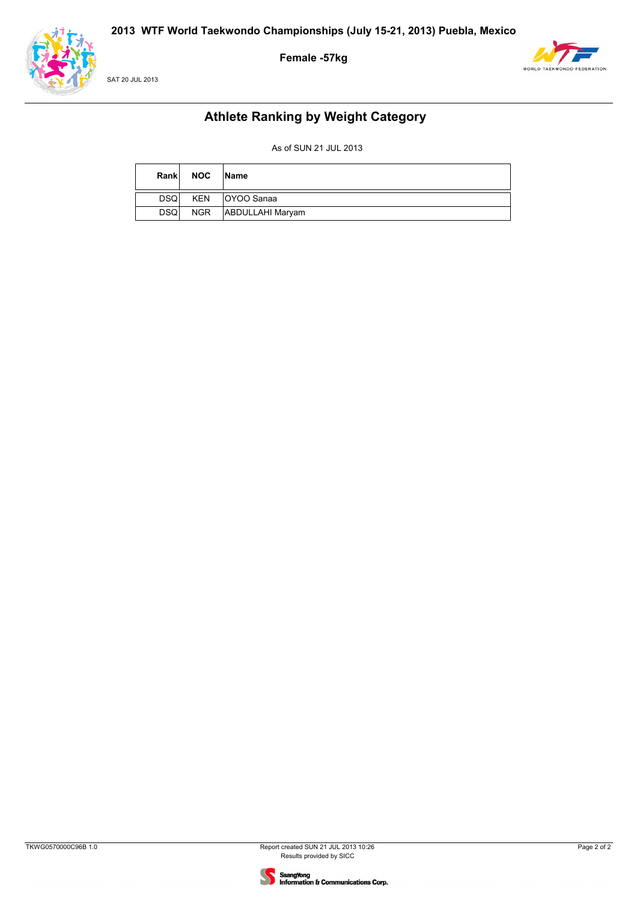# 2013 WTF World Taekwondo Championships (July 15-21, 2013) Puebla, Mexico

**Female -57kg**

SAT 20 JUL 2013

## Athlete Ranking by Weight Category

As of SUN 21 JUL 2013

| Rank | NOC | Name |
|---|---|---|
| DSQ | KEN | OYOO Sanaa |
| DSQ | NGR | ABDULLAHI Maryam |

TKWG0570000C96B 1.0

Report created SUN 21 JUL 2013 10:26
Results provided by SICC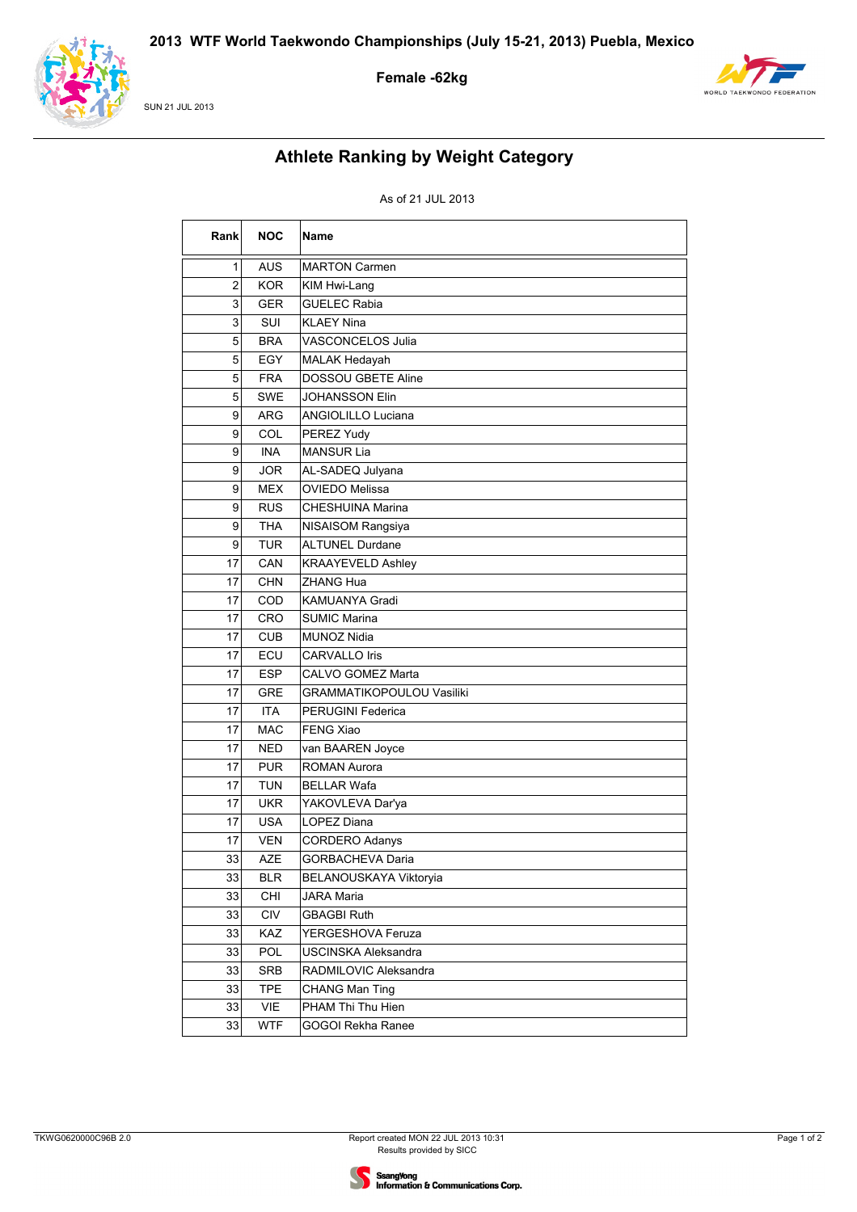# 2013 WTF World Taekwondo Championships (July 15-21, 2013) Puebla, Mexico

**Female -62kg**

SUN 21 JUL 2013

## Athlete Ranking by Weight Category

As of 21 JUL 2013

| Rank | NOC | Name |
|---|---|---|
| 1 | AUS | MARTON Carmen |
| 2 | KOR | KIM Hwi-Lang |
| 3 | GER | GUELEC Rabia |
| 3 | SUI | KLAEY Nina |
| 5 | BRA | VASCONCELOS Julia |
| 5 | EGY | MALAK Hedayah |
| 5 | FRA | DOSSOU GBETE Aline |
| 5 | SWE | JOHANSSON Elin |
| 9 | ARG | ANGIOLILLO Luciana |
| 9 | COL | PEREZ Yudy |
| 9 | INA | MANSUR Lia |
| 9 | JOR | AL-SADEQ Julyana |
| 9 | MEX | OVIEDO Melissa |
| 9 | RUS | CHESHUINA Marina |
| 9 | THA | NISAISOM Rangsiya |
| 9 | TUR | ALTUNEL Durdane |
| 17 | CAN | KRAAYEVELD Ashley |
| 17 | CHN | ZHANG Hua |
| 17 | COD | KAMUANYA Gradi |
| 17 | CRO | SUMIC Marina |
| 17 | CUB | MUNOZ Nidia |
| 17 | ECU | CARVALLO Iris |
| 17 | ESP | CALVO GOMEZ Marta |
| 17 | GRE | GRAMMATIKOPOULOU Vasiliki |
| 17 | ITA | PERUGINI Federica |
| 17 | MAC | FENG Xiao |
| 17 | NED | van BAAREN Joyce |
| 17 | PUR | ROMAN Aurora |
| 17 | TUN | BELLAR Wafa |
| 17 | UKR | YAKOVLEVA Dar'ya |
| 17 | USA | LOPEZ Diana |
| 17 | VEN | CORDERO Adanys |
| 33 | AZE | GORBACHEVA Daria |
| 33 | BLR | BELANOUSKAYA Viktoryia |
| 33 | CHI | JARA Maria |
| 33 | CIV | GBAGBI Ruth |
| 33 | KAZ | YERGESHOVA Feruza |
| 33 | POL | USCINSKA Aleksandra |
| 33 | SRB | RADMILOVIC Aleksandra |
| 33 | TPE | CHANG Man Ting |
| 33 | VIE | PHAM Thi Thu Hien |
| 33 | WTF | GOGOI Rekha Ranee |

TKWG0620000C96B 2.0

Report created MON 22 JUL 2013 10:31
Results provided by SICC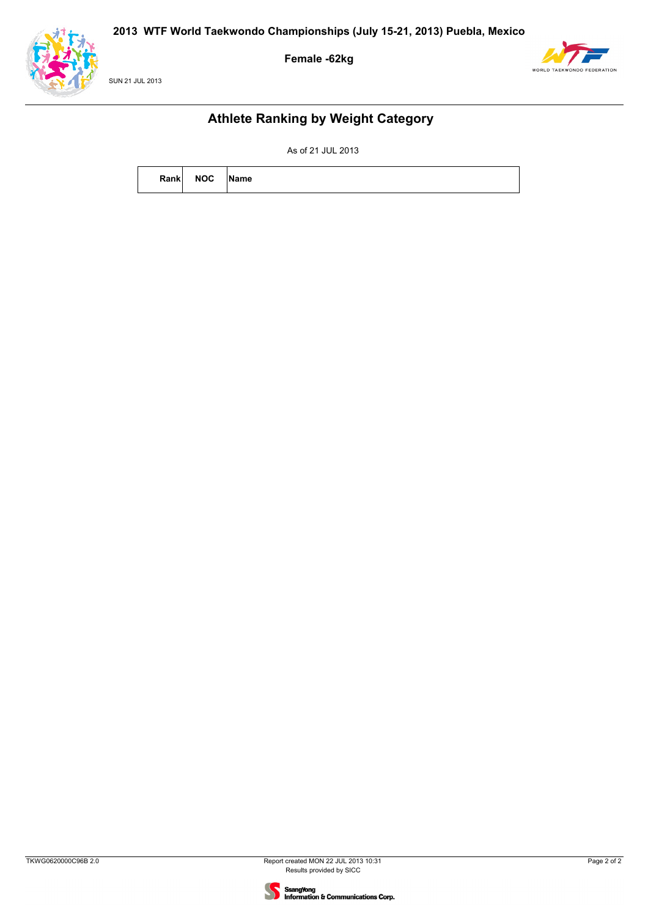# 2013 WTF World Taekwondo Championships (July 15-21, 2013) Puebla, Mexico

**Female -62kg**

SUN 21 JUL 2013

## Athlete Ranking by Weight Category

As of 21 JUL 2013

| Rank | NOC | Name |
|---|---|---|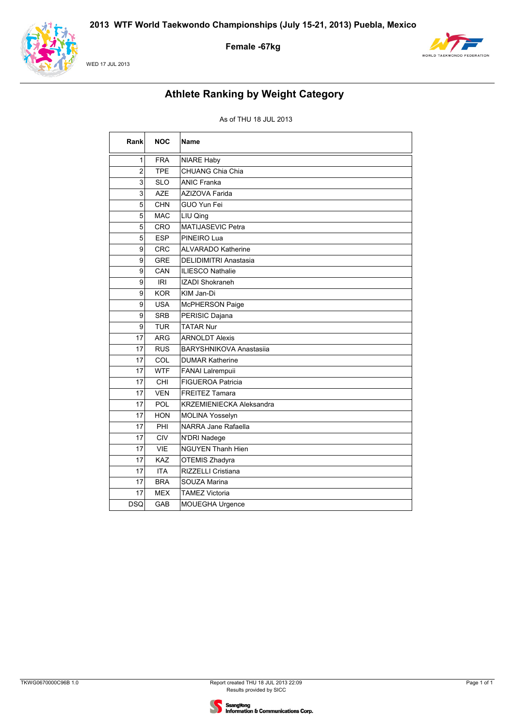# 2013 WTF World Taekwondo Championships (July 15-21, 2013) Puebla, Mexico

## Female -67kg

WED 17 JUL 2013

## Athlete Ranking by Weight Category

As of THU 18 JUL 2013

| Rank | NOC | Name |
|---|---|---|
| 1 | FRA | NIARE Haby |
| 2 | TPE | CHUANG Chia Chia |
| 3 | SLO | ANIC Franka |
| 3 | AZE | AZIZOVA Farida |
| 5 | CHN | GUO Yun Fei |
| 5 | MAC | LIU Qing |
| 5 | CRO | MATIJASEVIC Petra |
| 5 | ESP | PINEIRO Lua |
| 9 | CRC | ALVARADO Katherine |
| 9 | GRE | DELIDIMITRI Anastasia |
| 9 | CAN | ILIESCO Nathalie |
| 9 | IRI | IZADI Shokraneh |
| 9 | KOR | KIM Jan-Di |
| 9 | USA | McPHERSON Paige |
| 9 | SRB | PERISIC Dajana |
| 9 | TUR | TATAR Nur |
| 17 | ARG | ARNOLDT Alexis |
| 17 | RUS | BARYSHNIKOVA Anastasiia |
| 17 | COL | DUMAR Katherine |
| 17 | WTF | FANAI Lalrempuii |
| 17 | CHI | FIGUEROA Patricia |
| 17 | VEN | FREITEZ Tamara |
| 17 | POL | KRZEMIENIECKA Aleksandra |
| 17 | HON | MOLINA Yosselyn |
| 17 | PHI | NARRA Jane Rafaella |
| 17 | CIV | N'DRI Nadege |
| 17 | VIE | NGUYEN Thanh Hien |
| 17 | KAZ | OTEMIS Zhadyra |
| 17 | ITA | RIZZELLI Cristiana |
| 17 | BRA | SOUZA Marina |
| 17 | MEX | TAMEZ Victoria |
| DSQ | GAB | MOUEGHA Urgence |

TKWG0670000C96B 1.0

Report created THU 18 JUL 2013 22:09
Results provided by SICC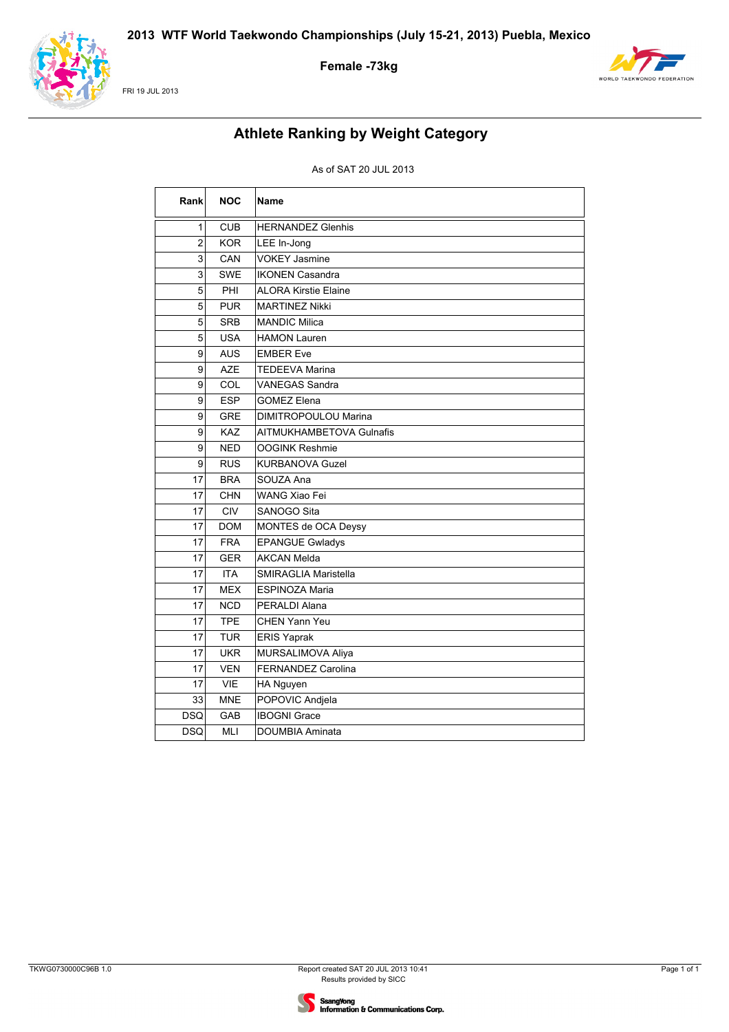# 2013 WTF World Taekwondo Championships (July 15-21, 2013) Puebla, Mexico

**Female -73kg**

FRI 19 JUL 2013

## Athlete Ranking by Weight Category

As of SAT 20 JUL 2013

| Rank | NOC | Name |
|---|---|---|
| 1 | CUB | HERNANDEZ Glenhis |
| 2 | KOR | LEE In-Jong |
| 3 | CAN | VOKEY Jasmine |
| 3 | SWE | IKONEN Casandra |
| 5 | PHI | ALORA Kirstie Elaine |
| 5 | PUR | MARTINEZ Nikki |
| 5 | SRB | MANDIC Milica |
| 5 | USA | HAMON Lauren |
| 9 | AUS | EMBER Eve |
| 9 | AZE | TEDEEVA Marina |
| 9 | COL | VANEGAS Sandra |
| 9 | ESP | GOMEZ Elena |
| 9 | GRE | DIMITROPOULOU Marina |
| 9 | KAZ | AITMUKHAMBETOVA Gulnafis |
| 9 | NED | OOGINK Reshmie |
| 9 | RUS | KURBANOVA Guzel |
| 17 | BRA | SOUZA Ana |
| 17 | CHN | WANG Xiao Fei |
| 17 | CIV | SANOGO Sita |
| 17 | DOM | MONTES de OCA Deysy |
| 17 | FRA | EPANGUE Gwladys |
| 17 | GER | AKCAN Melda |
| 17 | ITA | SMIRAGLIA Maristella |
| 17 | MEX | ESPINOZA Maria |
| 17 | NCD | PERALDI Alana |
| 17 | TPE | CHEN Yann Yeu |
| 17 | TUR | ERIS Yaprak |
| 17 | UKR | MURSALIMOVA Aliya |
| 17 | VEN | FERNANDEZ Carolina |
| 17 | VIE | HA Nguyen |
| 33 | MNE | POPOVIC Andjela |
| DSQ | GAB | IBOGNI Grace |
| DSQ | MLI | DOUMBIA Aminata |

TKWG0730000C96B 1.0

Report created SAT 20 JUL 2013 10:41
Results provided by SICC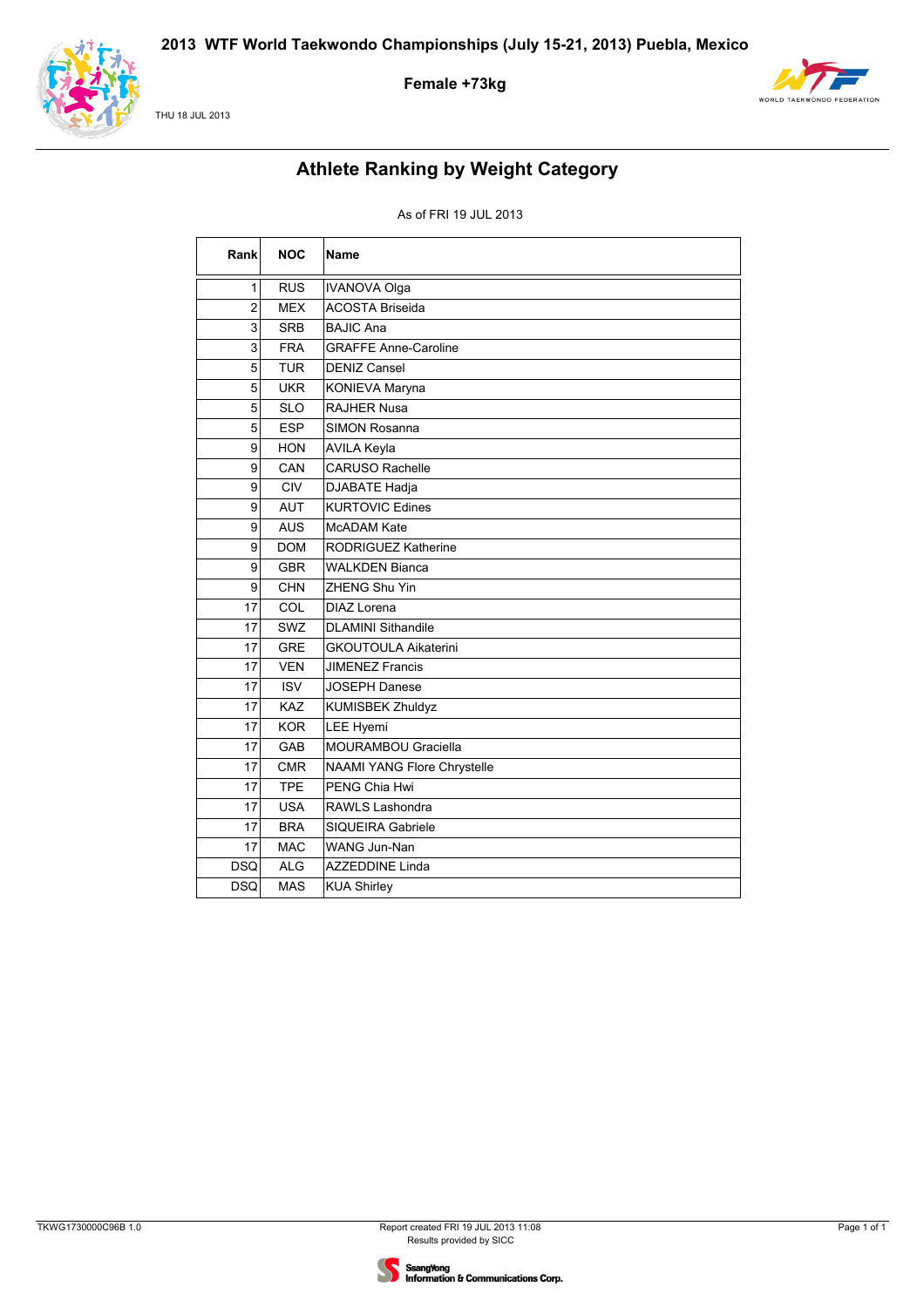# 2013 WTF World Taekwondo Championships (July 15-21, 2013) Puebla, Mexico

## Female +73kg

THU 18 JUL 2013

## Athlete Ranking by Weight Category

As of FRI 19 JUL 2013

| Rank | NOC | Name |
|---|---|---|
| 1 | RUS | IVANOVA Olga |
| 2 | MEX | ACOSTA Briseida |
| 3 | SRB | BAJIC Ana |
| 3 | FRA | GRAFFE Anne-Caroline |
| 5 | TUR | DENIZ Cansel |
| 5 | UKR | KONIEVA Maryna |
| 5 | SLO | RAJHER Nusa |
| 5 | ESP | SIMON Rosanna |
| 9 | HON | AVILA Keyla |
| 9 | CAN | CARUSO Rachelle |
| 9 | CIV | DJABATE Hadja |
| 9 | AUT | KURTOVIC Edines |
| 9 | AUS | McADAM Kate |
| 9 | DOM | RODRIGUEZ Katherine |
| 9 | GBR | WALKDEN Bianca |
| 9 | CHN | ZHENG Shu Yin |
| 17 | COL | DIAZ Lorena |
| 17 | SWZ | DLAMINI Sithandile |
| 17 | GRE | GKOUTOULA Aikaterini |
| 17 | VEN | JIMENEZ Francis |
| 17 | ISV | JOSEPH Danese |
| 17 | KAZ | KUMISBEK Zhuldyz |
| 17 | KOR | LEE Hyemi |
| 17 | GAB | MOURAMBOU Graciella |
| 17 | CMR | NAAMI YANG Flore Chrystelle |
| 17 | TPE | PENG Chia Hwi |
| 17 | USA | RAWLS Lashondra |
| 17 | BRA | SIQUEIRA Gabriele |
| 17 | MAC | WANG Jun-Nan |
| DSQ | ALG | AZZEDDINE Linda |
| DSQ | MAS | KUA Shirley |

TKWG1730000C96B 1.0

Report created FRI 19 JUL 2013 11:08
Results provided by SICC

SsangYong Information & Communications Corp.